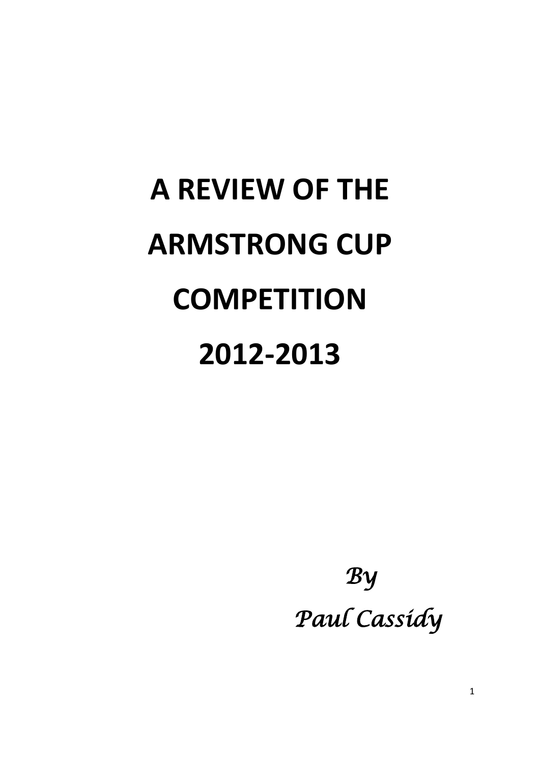# A REVIEW OF THE ARMSTRONG CUP COMPETITION 2012-2013

*By*

*Paul Cassidy*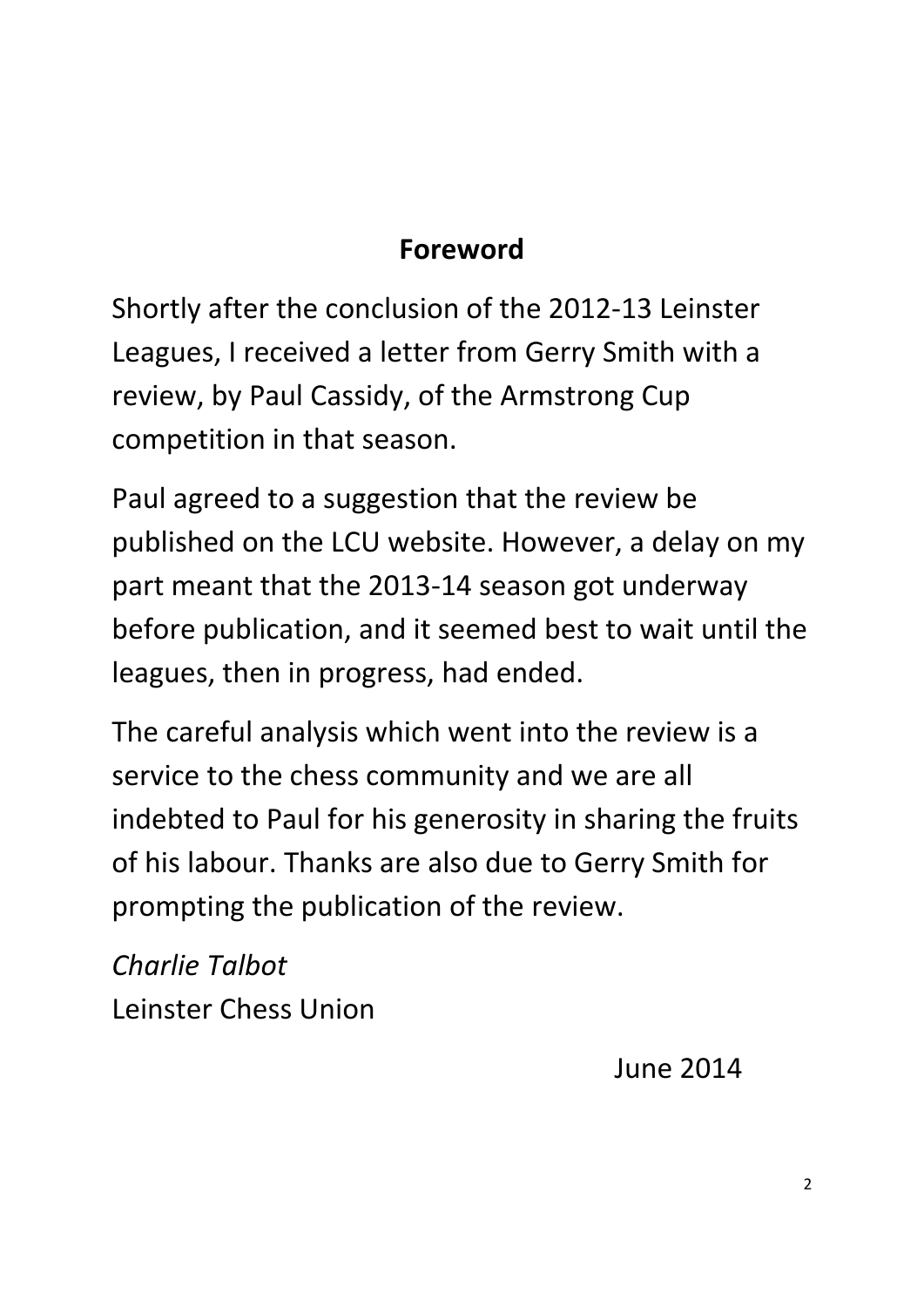## Foreword

Shortly after the conclusion of the 2012-13 Leinster Leagues, I received a letter from Gerry Smith with a review, by Paul Cassidy, of the Armstrong Cup competition in that season.

Paul agreed to a suggestion that the review be published on the LCU website. However, a delay on my part meant that the 2013-14 season got underway before publication, and it seemed best to wait until the leagues, then in progress, had ended.

The careful analysis which went into the review is a service to the chess community and we are all indebted to Paul for his generosity in sharing the fruits of his labour. Thanks are also due to Gerry Smith for prompting the publication of the review.

*Charlie Talbot*
Leinster Chess Union

June 2014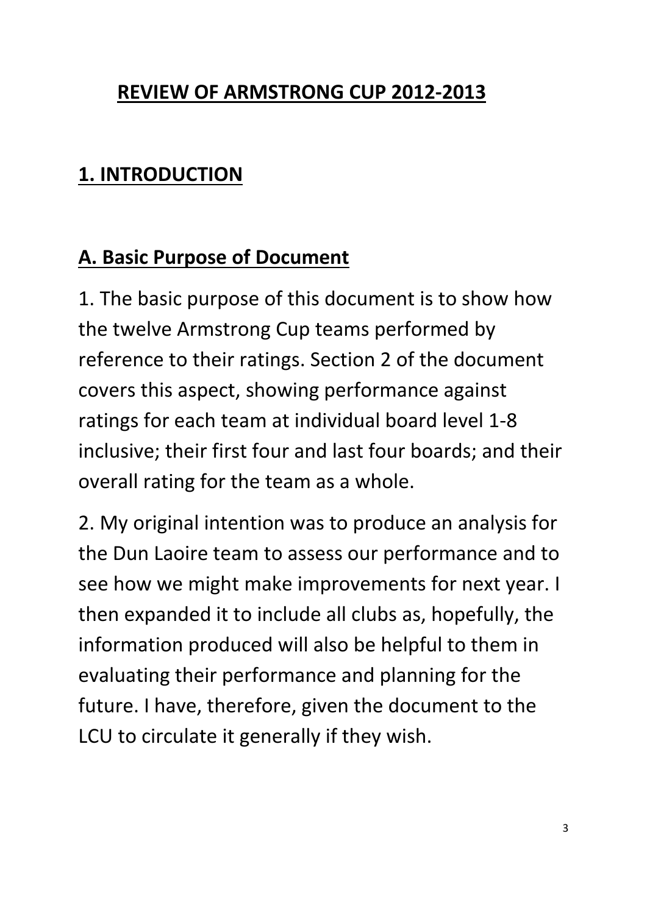# REVIEW OF ARMSTRONG CUP 2012-2013

## 1. INTRODUCTION

### A. Basic Purpose of Document

1. The basic purpose of this document is to show how the twelve Armstrong Cup teams performed by reference to their ratings. Section 2 of the document covers this aspect, showing performance against ratings for each team at individual board level 1-8 inclusive; their first four and last four boards; and their overall rating for the team as a whole.

2. My original intention was to produce an analysis for the Dun Laoire team to assess our performance and to see how we might make improvements for next year. I then expanded it to include all clubs as, hopefully, the information produced will also be helpful to them in evaluating their performance and planning for the future. I have, therefore, given the document to the LCU to circulate it generally if they wish.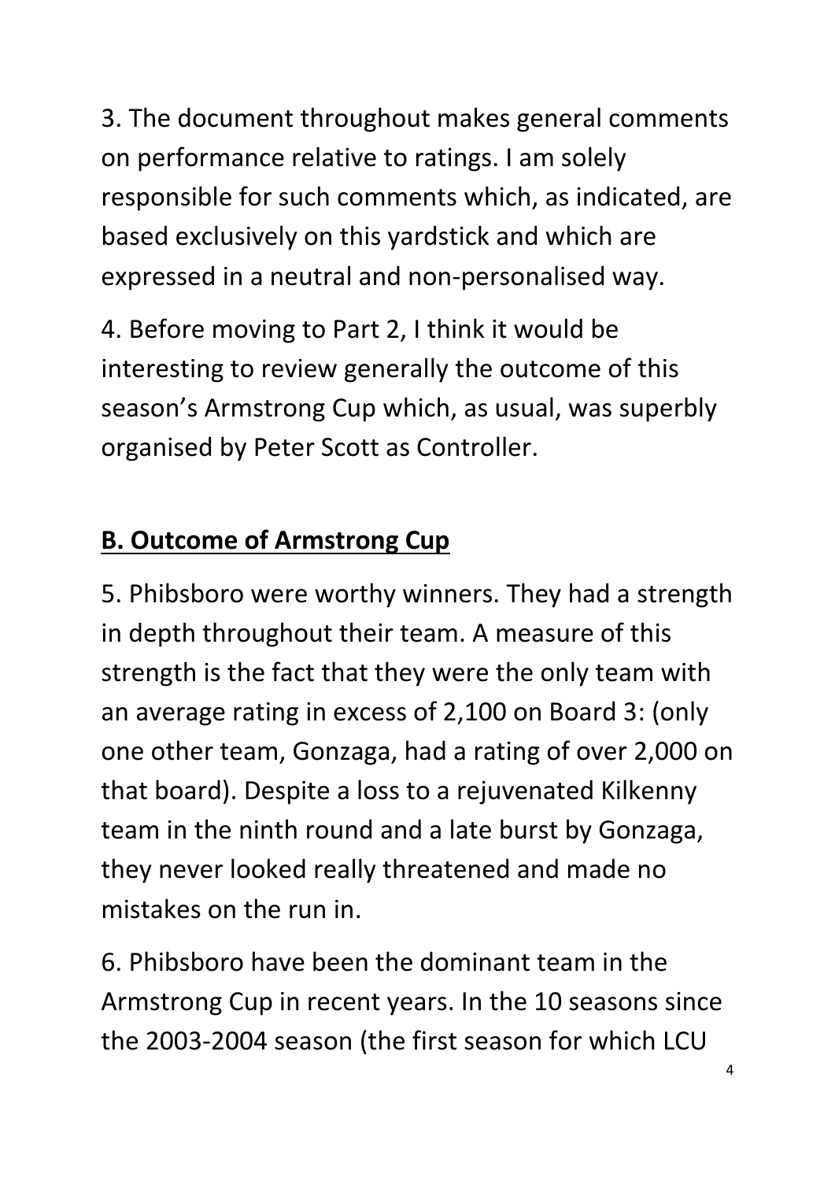3. The document throughout makes general comments on performance relative to ratings. I am solely responsible for such comments which, as indicated, are based exclusively on this yardstick and which are expressed in a neutral and non-personalised way.

4. Before moving to Part 2, I think it would be interesting to review generally the outcome of this season's Armstrong Cup which, as usual, was superbly organised by Peter Scott as Controller.

## **B. Outcome of Armstrong Cup**

5. Phibsboro were worthy winners. They had a strength in depth throughout their team. A measure of this strength is the fact that they were the only team with an average rating in excess of 2,100 on Board 3: (only one other team, Gonzaga, had a rating of over 2,000 on that board). Despite a loss to a rejuvenated Kilkenny team in the ninth round and a late burst by Gonzaga, they never looked really threatened and made no mistakes on the run in.

6. Phibsboro have been the dominant team in the Armstrong Cup in recent years. In the 10 seasons since the 2003-2004 season (the first season for which LCU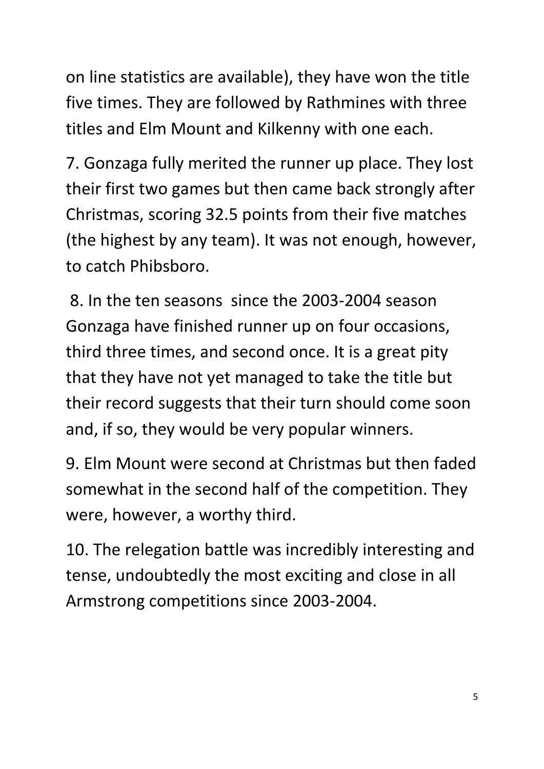on line statistics are available), they have won the title five times. They are followed by Rathmines with three titles and Elm Mount and Kilkenny with one each.

7. Gonzaga fully merited the runner up place. They lost their first two games but then came back strongly after Christmas, scoring 32.5 points from their five matches (the highest by any team). It was not enough, however, to catch Phibsboro.

8. In the ten seasons since the 2003-2004 season Gonzaga have finished runner up on four occasions, third three times, and second once. It is a great pity that they have not yet managed to take the title but their record suggests that their turn should come soon and, if so, they would be very popular winners.

9. Elm Mount were second at Christmas but then faded somewhat in the second half of the competition. They were, however, a worthy third.

10. The relegation battle was incredibly interesting and tense, undoubtedly the most exciting and close in all Armstrong competitions since 2003-2004.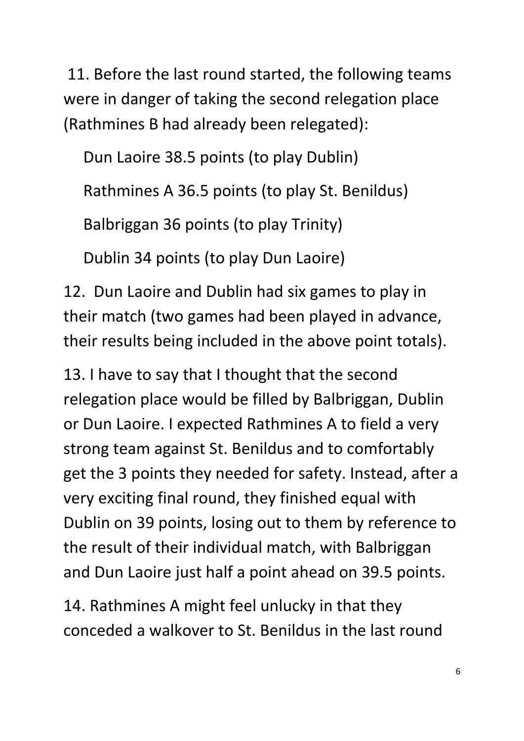11. Before the last round started, the following teams were in danger of taking the second relegation place (Rathmines B had already been relegated):

Dun Laoire 38.5 points (to play Dublin)

Rathmines A 36.5 points (to play St. Benildus)

Balbriggan 36 points (to play Trinity)

Dublin 34 points (to play Dun Laoire)

12. Dun Laoire and Dublin had six games to play in their match (two games had been played in advance, their results being included in the above point totals).

13. I have to say that I thought that the second relegation place would be filled by Balbriggan, Dublin or Dun Laoire. I expected Rathmines A to field a very strong team against St. Benildus and to comfortably get the 3 points they needed for safety. Instead, after a very exciting final round, they finished equal with Dublin on 39 points, losing out to them by reference to the result of their individual match, with Balbriggan and Dun Laoire just half a point ahead on 39.5 points.

14. Rathmines A might feel unlucky in that they conceded a walkover to St. Benildus in the last round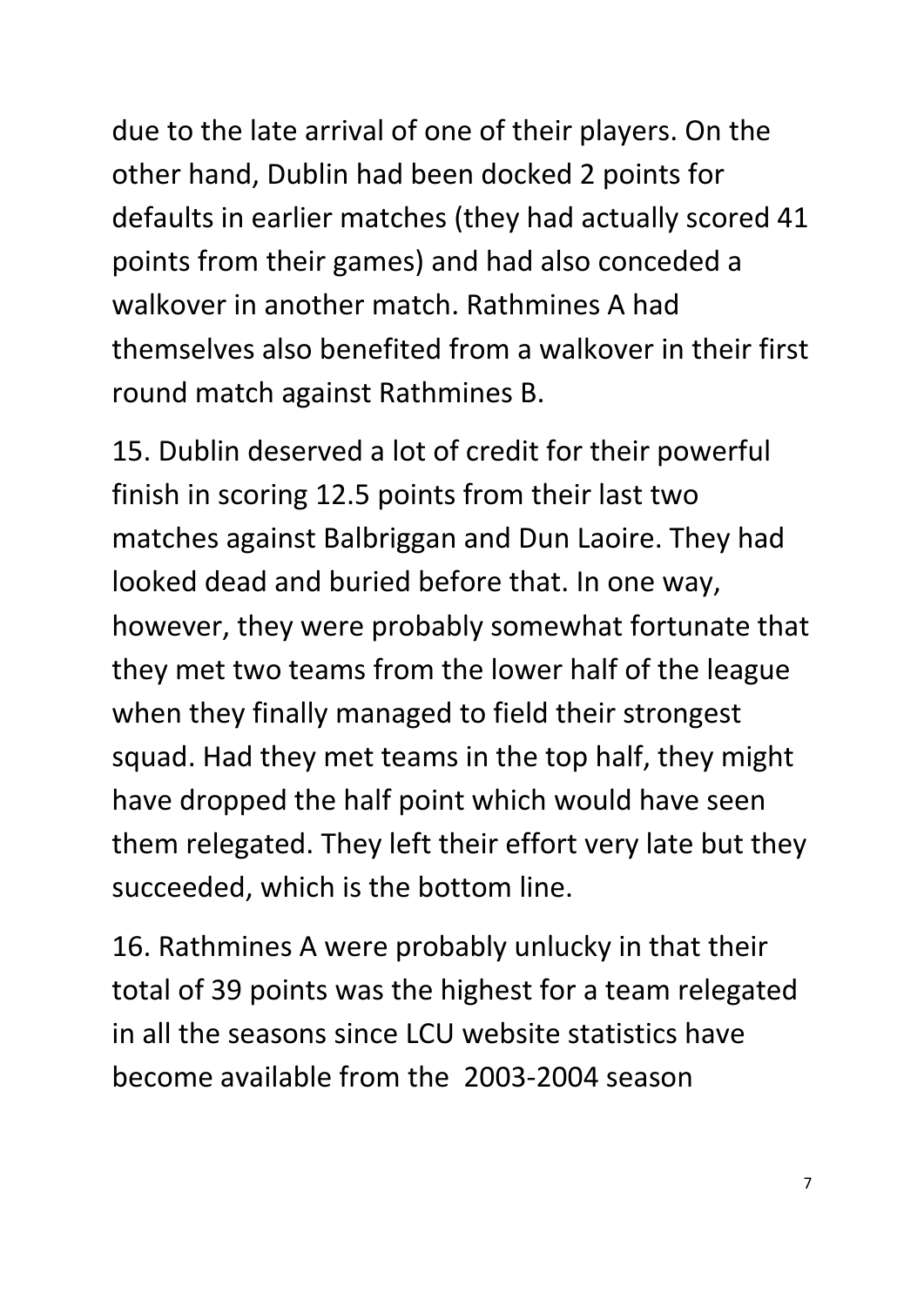due to the late arrival of one of their players. On the other hand, Dublin had been docked 2 points for defaults in earlier matches (they had actually scored 41 points from their games) and had also conceded a walkover in another match. Rathmines A had themselves also benefited from a walkover in their first round match against Rathmines B.

15. Dublin deserved a lot of credit for their powerful finish in scoring 12.5 points from their last two matches against Balbriggan and Dun Laoire. They had looked dead and buried before that. In one way, however, they were probably somewhat fortunate that they met two teams from the lower half of the league when they finally managed to field their strongest squad. Had they met teams in the top half, they might have dropped the half point which would have seen them relegated. They left their effort very late but they succeeded, which is the bottom line.

16. Rathmines A were probably unlucky in that their total of 39 points was the highest for a team relegated in all the seasons since LCU website statistics have become available from the 2003-2004 season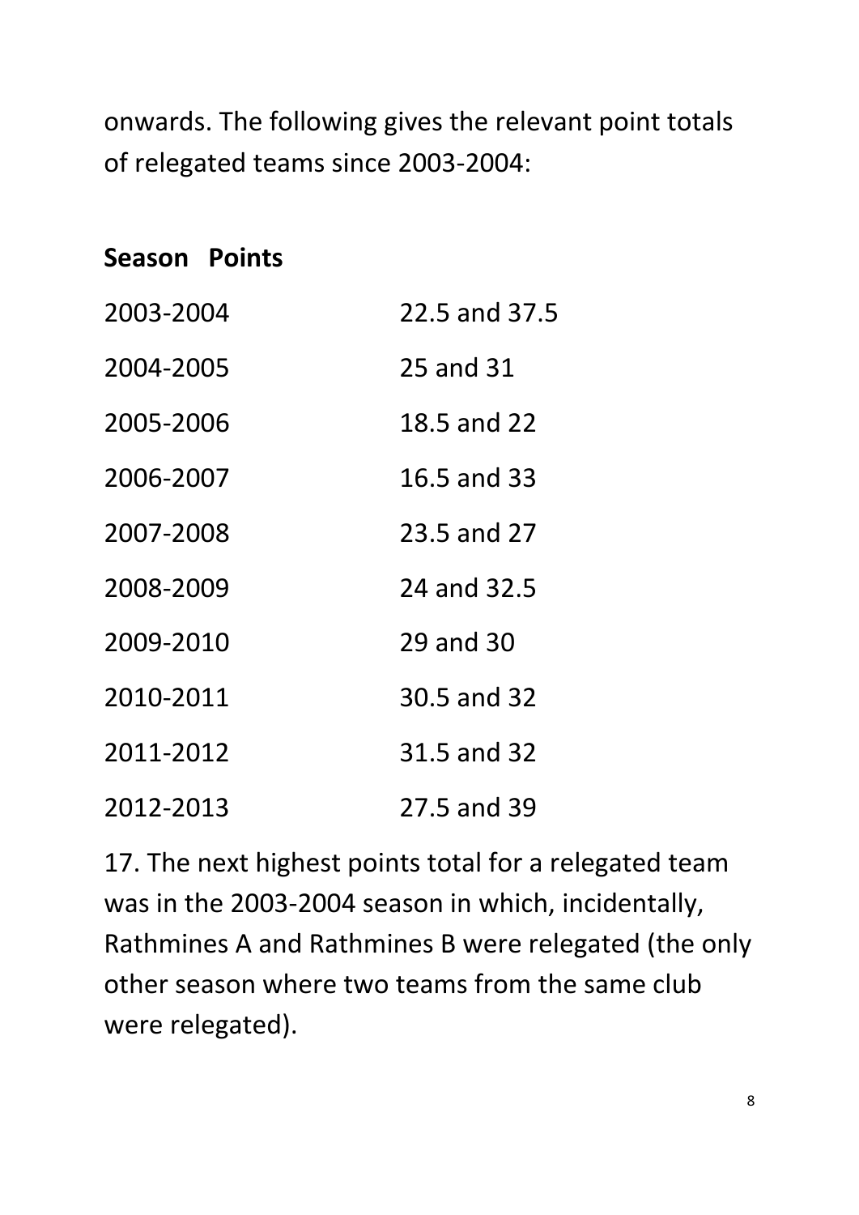onwards. The following gives the relevant point totals of relegated teams since 2003-2004:

| Season | Points |
| --- | --- |
| 2003-2004 | 22.5 and 37.5 |
| 2004-2005 | 25 and 31 |
| 2005-2006 | 18.5 and 22 |
| 2006-2007 | 16.5 and 33 |
| 2007-2008 | 23.5 and 27 |
| 2008-2009 | 24 and 32.5 |
| 2009-2010 | 29 and 30 |
| 2010-2011 | 30.5 and 32 |
| 2011-2012 | 31.5 and 32 |
| 2012-2013 | 27.5 and 39 |

17. The next highest points total for a relegated team was in the 2003-2004 season in which, incidentally, Rathmines A and Rathmines B were relegated (the only other season where two teams from the same club were relegated).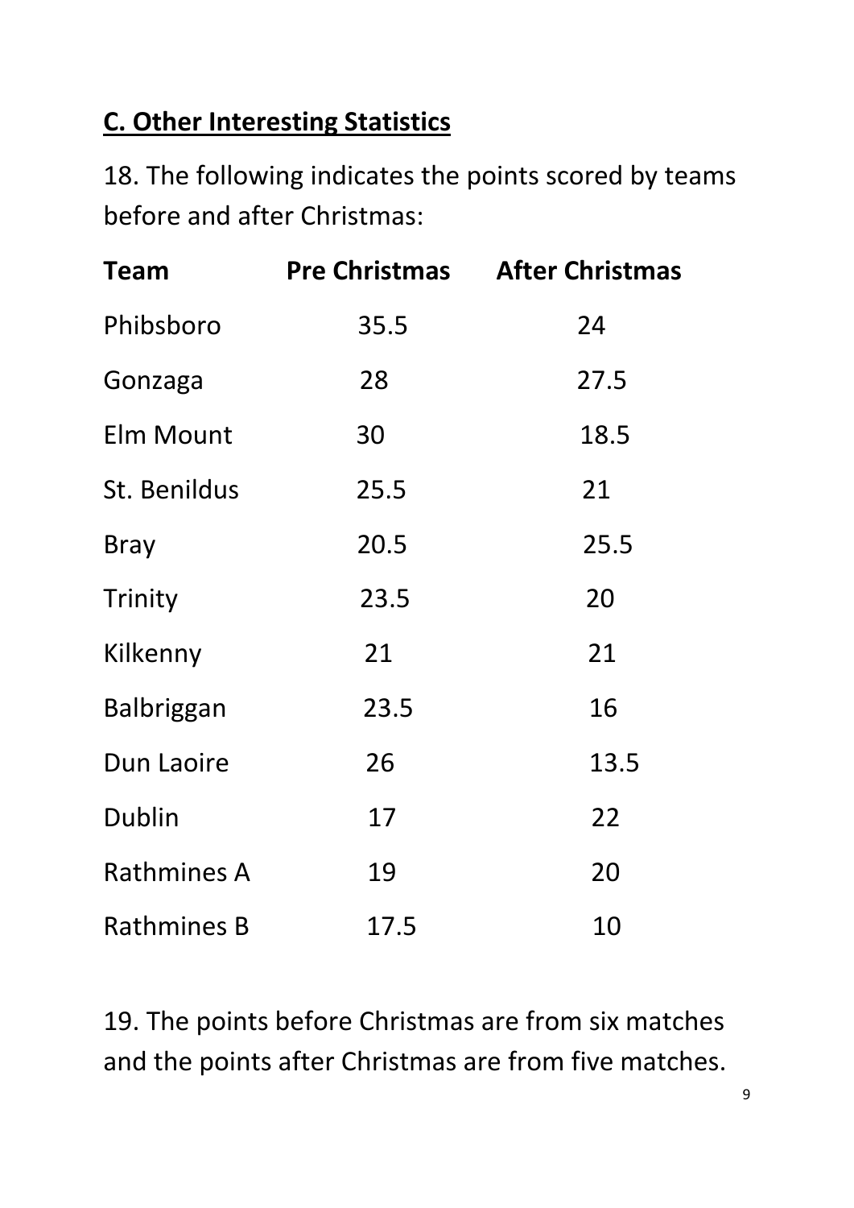## C. Other Interesting Statistics

18. The following indicates the points scored by teams before and after Christmas:

| Team | Pre Christmas | After Christmas |
| --- | --- | --- |
| Phibsboro | 35.5 | 24 |
| Gonzaga | 28 | 27.5 |
| Elm Mount | 30 | 18.5 |
| St. Benildus | 25.5 | 21 |
| Bray | 20.5 | 25.5 |
| Trinity | 23.5 | 20 |
| Kilkenny | 21 | 21 |
| Balbriggan | 23.5 | 16 |
| Dun Laoire | 26 | 13.5 |
| Dublin | 17 | 22 |
| Rathmines A | 19 | 20 |
| Rathmines B | 17.5 | 10 |

19. The points before Christmas are from six matches and the points after Christmas are from five matches.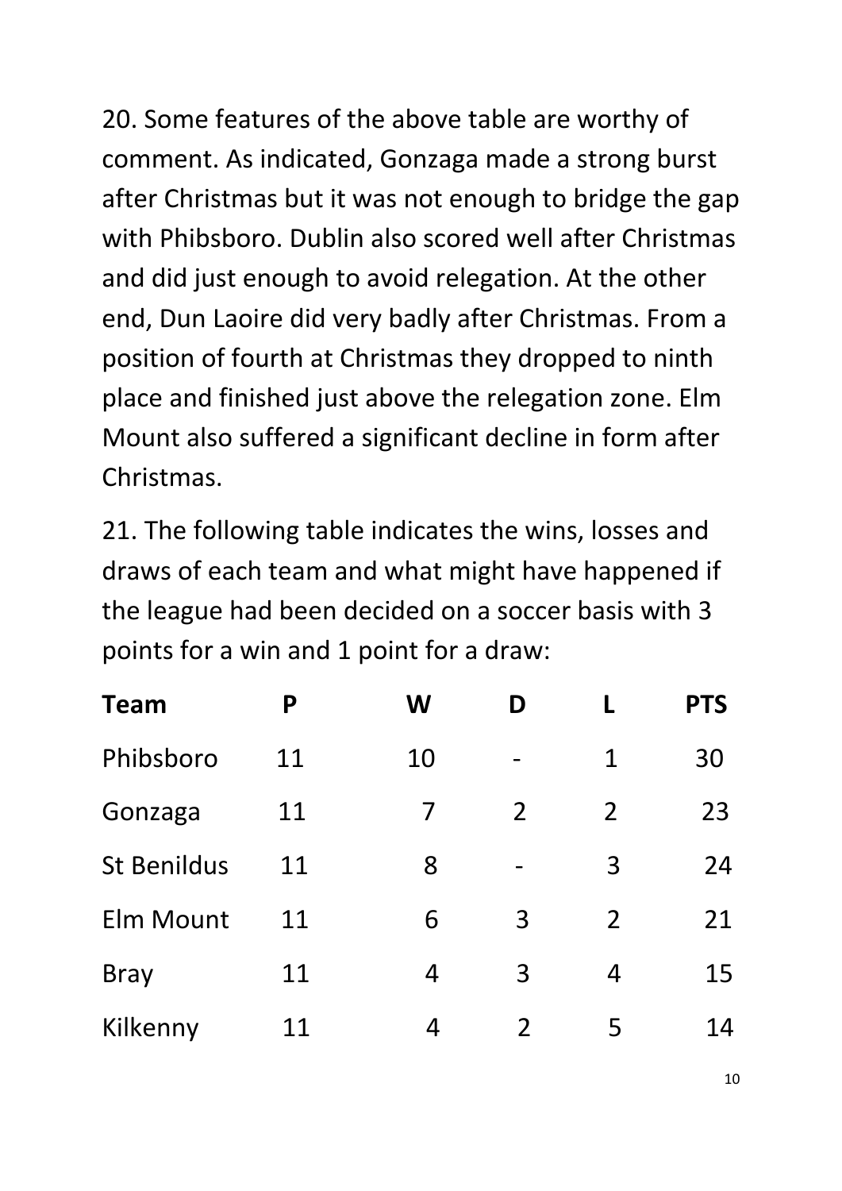20. Some features of the above table are worthy of comment. As indicated, Gonzaga made a strong burst after Christmas but it was not enough to bridge the gap with Phibsboro. Dublin also scored well after Christmas and did just enough to avoid relegation. At the other end, Dun Laoire did very badly after Christmas. From a position of fourth at Christmas they dropped to ninth place and finished just above the relegation zone. Elm Mount also suffered a significant decline in form after Christmas.

21. The following table indicates the wins, losses and draws of each team and what might have happened if the league had been decided on a soccer basis with 3 points for a win and 1 point for a draw:

| Team | P | W | D | L | PTS |
|---|---|---|---|---|---|
| Phibsboro | 11 | 10 | - | 1 | 30 |
| Gonzaga | 11 | 7 | 2 | 2 | 23 |
| St Benildus | 11 | 8 | - | 3 | 24 |
| Elm Mount | 11 | 6 | 3 | 2 | 21 |
| Bray | 11 | 4 | 3 | 4 | 15 |
| Kilkenny | 11 | 4 | 2 | 5 | 14 |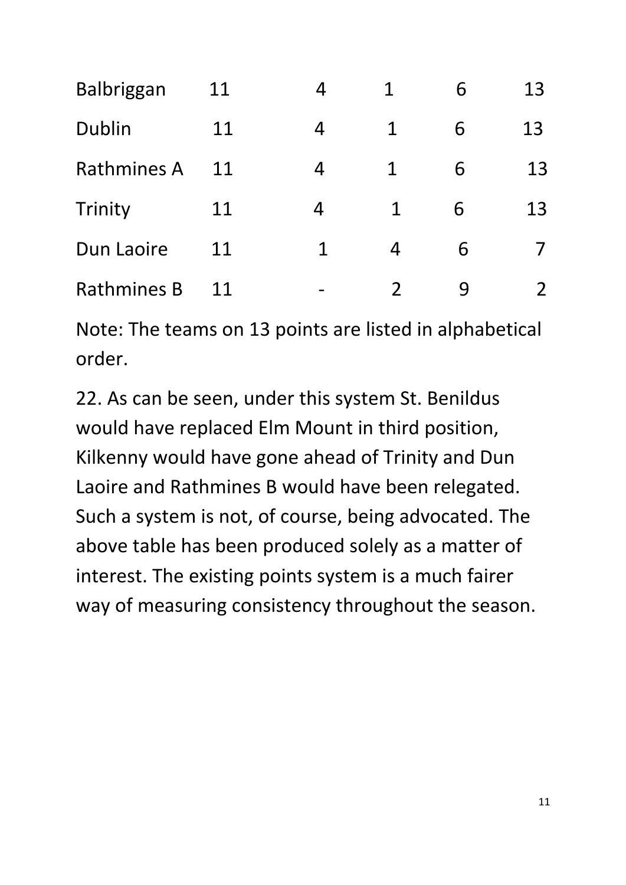| | | | | | |
|---|---|---|---|---|---|
| Balbriggan | 11 | 4 | 1 | 6 | 13 |
| Dublin | 11 | 4 | 1 | 6 | 13 |
| Rathmines A | 11 | 4 | 1 | 6 | 13 |
| Trinity | 11 | 4 | 1 | 6 | 13 |
| Dun Laoire | 11 | 1 | 4 | 6 | 7 |
| Rathmines B | 11 | - | 2 | 9 | 2 |

Note: The teams on 13 points are listed in alphabetical order.

22. As can be seen, under this system St. Benildus would have replaced Elm Mount in third position, Kilkenny would have gone ahead of Trinity and Dun Laoire and Rathmines B would have been relegated. Such a system is not, of course, being advocated. The above table has been produced solely as a matter of interest. The existing points system is a much fairer way of measuring consistency throughout the season.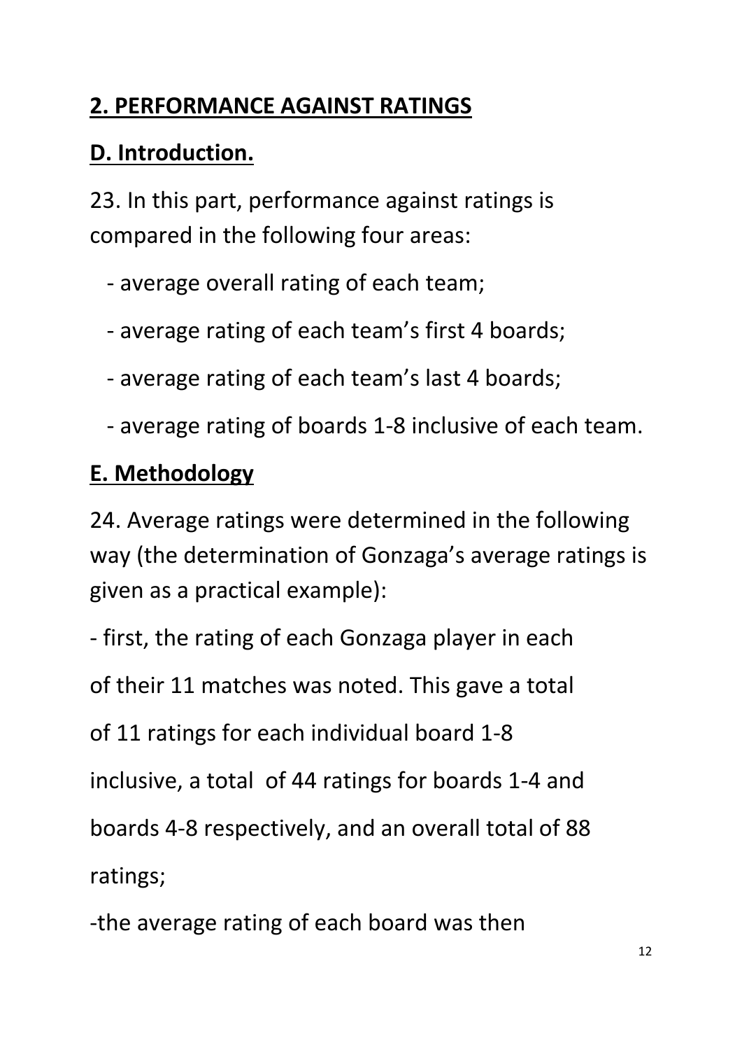## 2. PERFORMANCE AGAINST RATINGS

## D. Introduction.

23. In this part, performance against ratings is compared in the following four areas:

- average overall rating of each team;
- average rating of each team's first 4 boards;
- average rating of each team's last 4 boards;
- average rating of boards 1-8 inclusive of each team.

## E. Methodology

24. Average ratings were determined in the following way (the determination of Gonzaga's average ratings is given as a practical example):

- first, the rating of each Gonzaga player in each of their 11 matches was noted. This gave a total of 11 ratings for each individual board 1-8 inclusive, a total of 44 ratings for boards 1-4 and boards 4-8 respectively, and an overall total of 88 ratings;

-the average rating of each board was then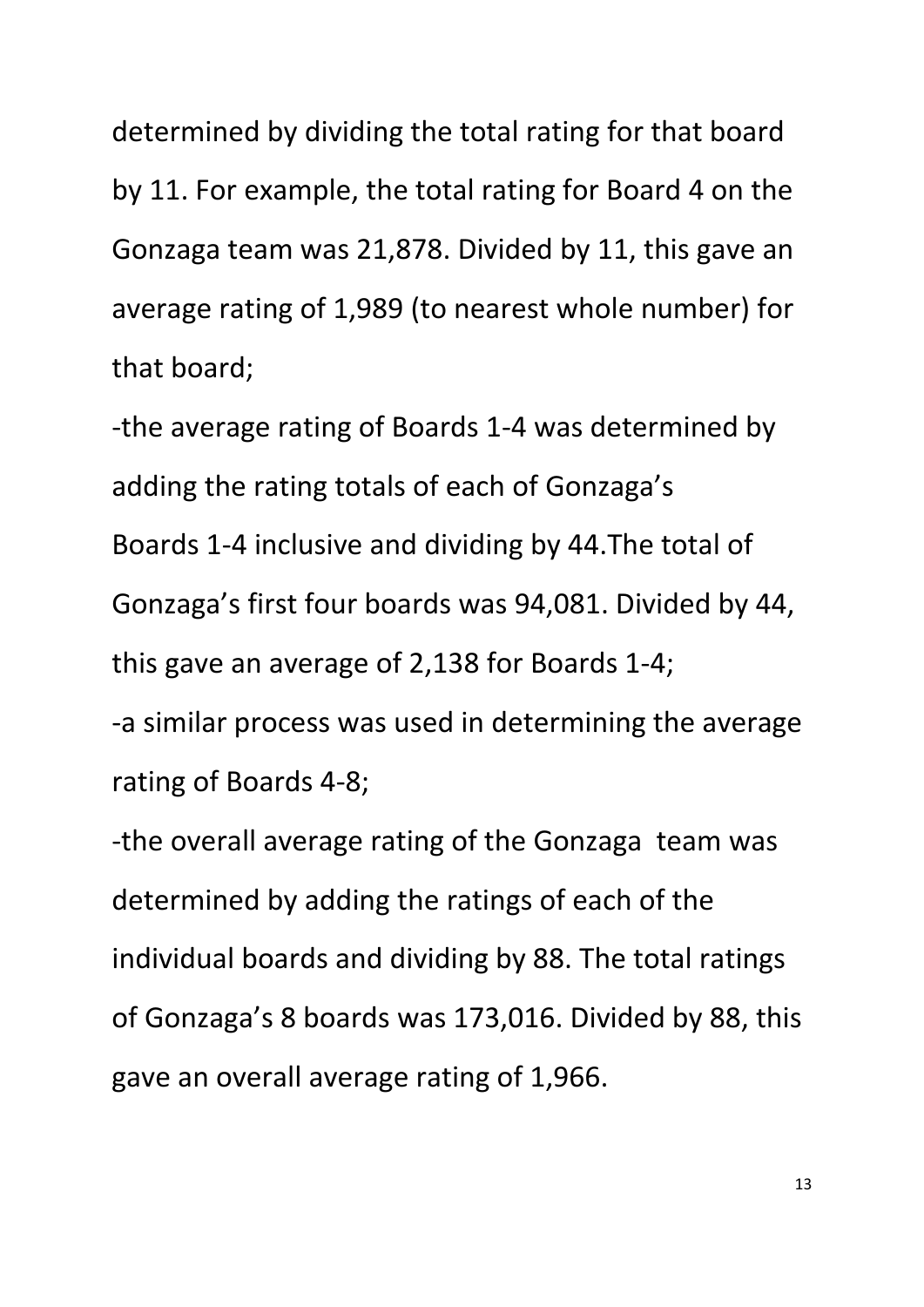determined by dividing the total rating for that board by 11. For example, the total rating for Board 4 on the Gonzaga team was 21,878. Divided by 11, this gave an average rating of 1,989 (to nearest whole number) for that board;

-the average rating of Boards 1-4 was determined by adding the rating totals of each of Gonzaga's Boards 1-4 inclusive and dividing by 44.The total of Gonzaga's first four boards was 94,081. Divided by 44, this gave an average of 2,138 for Boards 1-4;

-a similar process was used in determining the average rating of Boards 4-8;

-the overall average rating of the Gonzaga team was determined by adding the ratings of each of the individual boards and dividing by 88. The total ratings of Gonzaga's 8 boards was 173,016. Divided by 88, this gave an overall average rating of 1,966.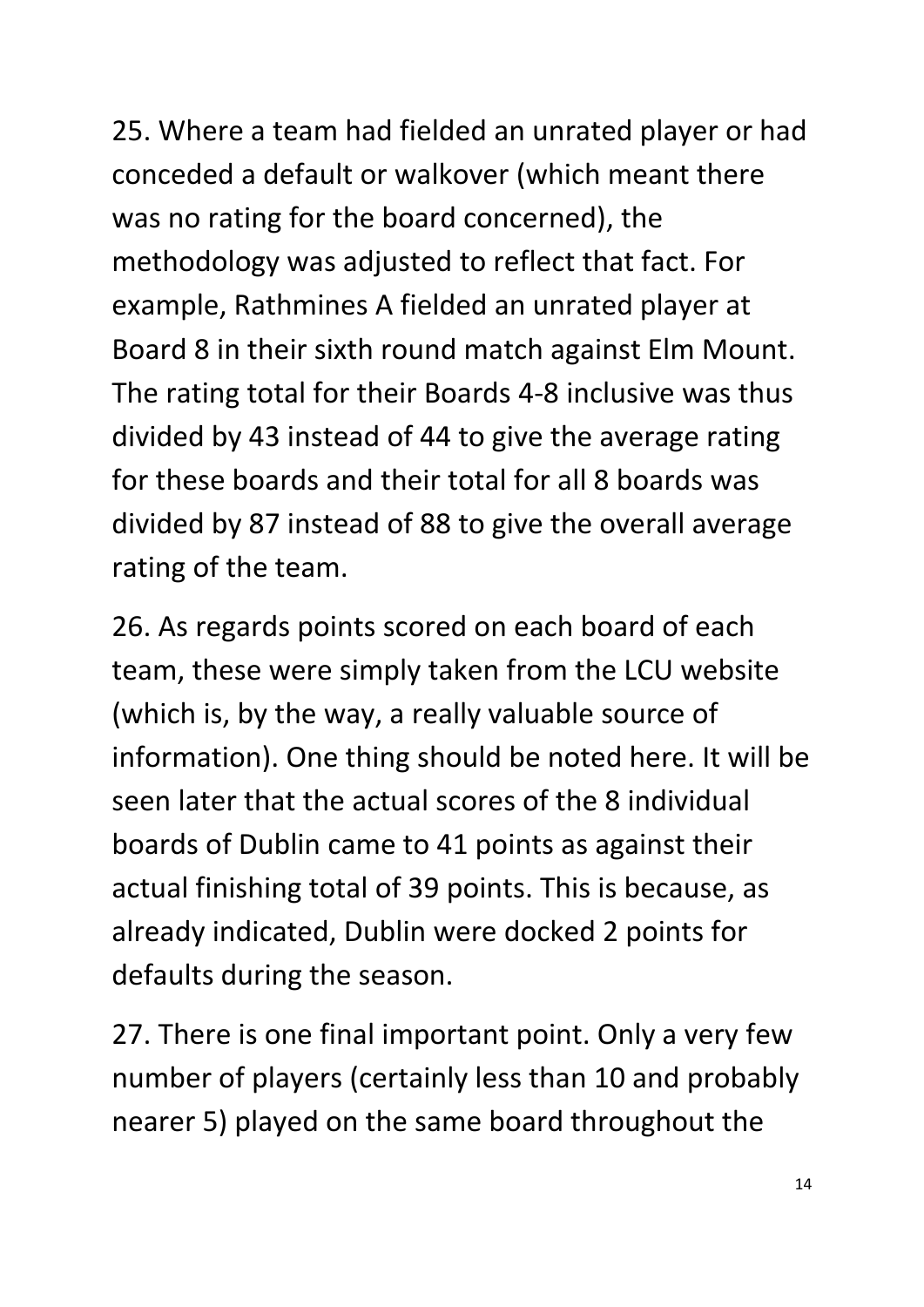25. Where a team had fielded an unrated player or had conceded a default or walkover (which meant there was no rating for the board concerned), the methodology was adjusted to reflect that fact. For example, Rathmines A fielded an unrated player at Board 8 in their sixth round match against Elm Mount. The rating total for their Boards 4-8 inclusive was thus divided by 43 instead of 44 to give the average rating for these boards and their total for all 8 boards was divided by 87 instead of 88 to give the overall average rating of the team.

26. As regards points scored on each board of each team, these were simply taken from the LCU website (which is, by the way, a really valuable source of information). One thing should be noted here. It will be seen later that the actual scores of the 8 individual boards of Dublin came to 41 points as against their actual finishing total of 39 points. This is because, as already indicated, Dublin were docked 2 points for defaults during the season.

27. There is one final important point. Only a very few number of players (certainly less than 10 and probably nearer 5) played on the same board throughout the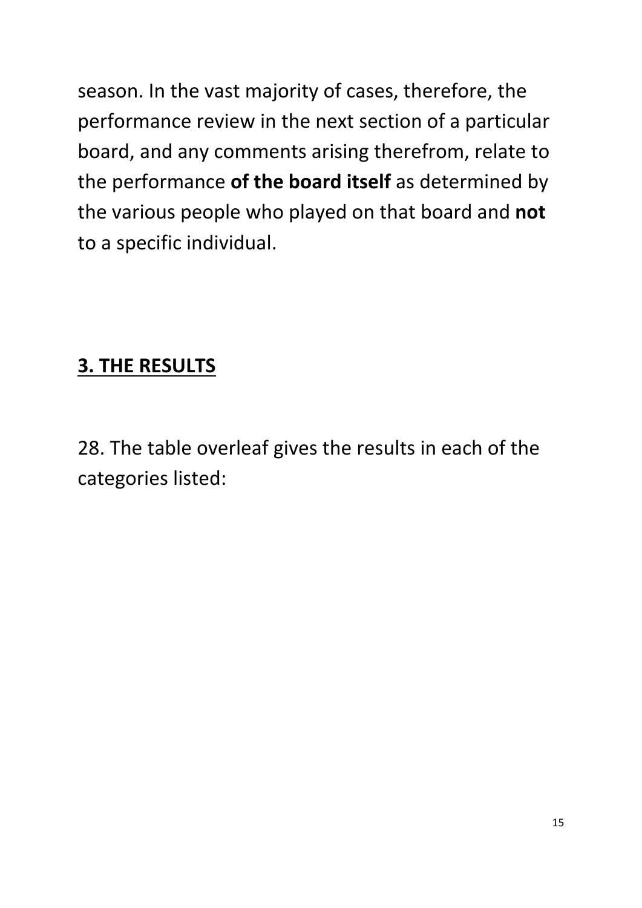season. In the vast majority of cases, therefore, the performance review in the next section of a particular board, and any comments arising therefrom, relate to the performance **of the board itself** as determined by the various people who played on that board and **not** to a specific individual.

## <u>3. THE RESULTS</u>

28. The table overleaf gives the results in each of the categories listed: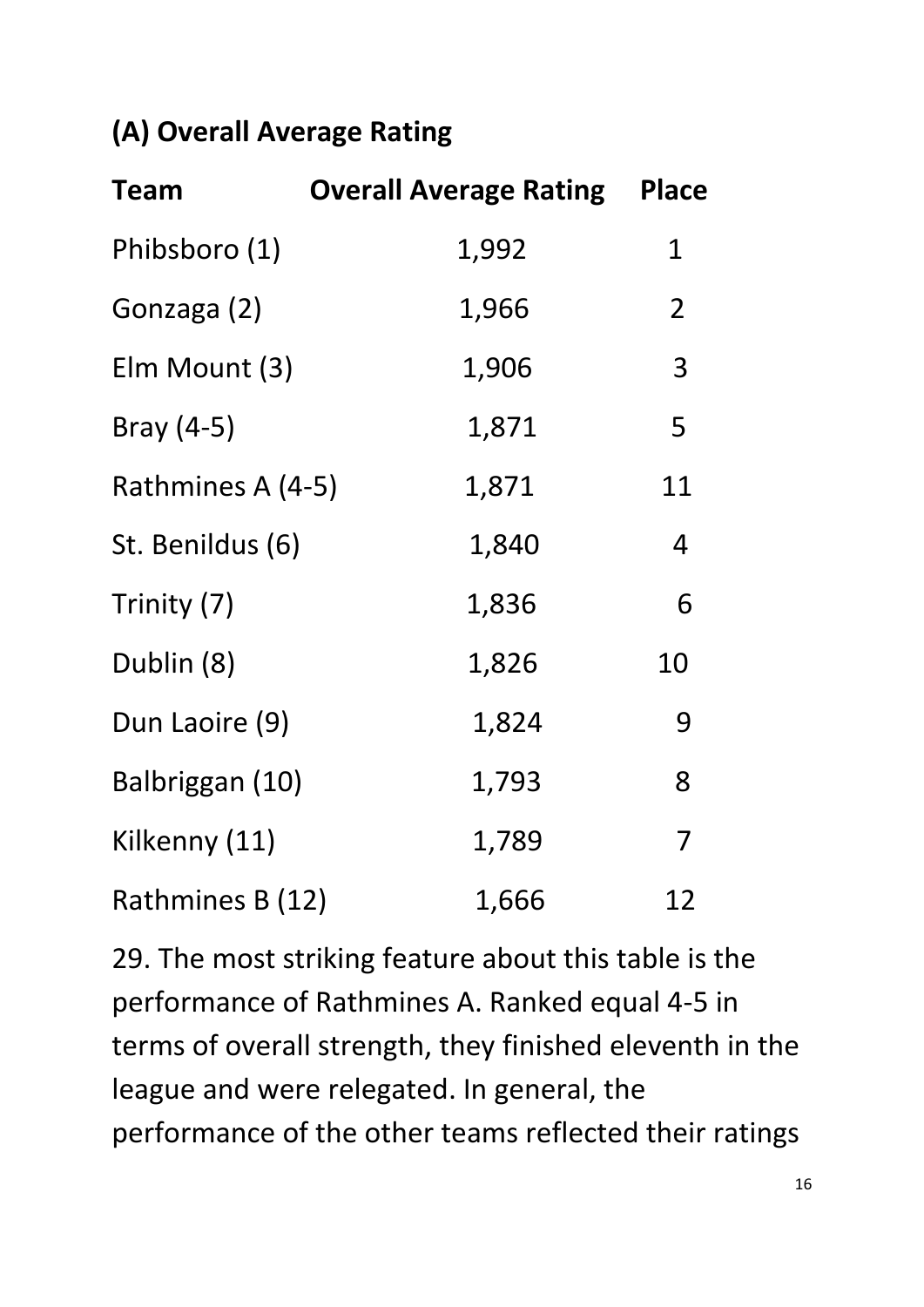## (A) Overall Average Rating

| Team | Overall Average Rating | Place |
| --- | --- | --- |
| Phibsboro (1) | 1,992 | 1 |
| Gonzaga (2) | 1,966 | 2 |
| Elm Mount (3) | 1,906 | 3 |
| Bray (4-5) | 1,871 | 5 |
| Rathmines A (4-5) | 1,871 | 11 |
| St. Benildus (6) | 1,840 | 4 |
| Trinity (7) | 1,836 | 6 |
| Dublin (8) | 1,826 | 10 |
| Dun Laoire (9) | 1,824 | 9 |
| Balbriggan (10) | 1,793 | 8 |
| Kilkenny (11) | 1,789 | 7 |
| Rathmines B (12) | 1,666 | 12 |

29. The most striking feature about this table is the performance of Rathmines A. Ranked equal 4-5 in terms of overall strength, they finished eleventh in the league and were relegated. In general, the performance of the other teams reflected their ratings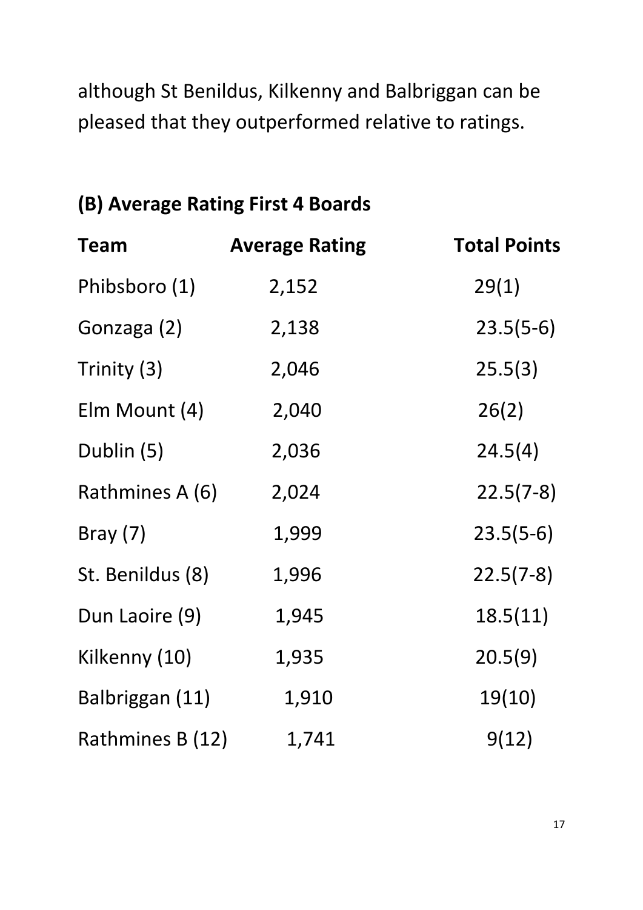although St Benildus, Kilkenny and Balbriggan can be pleased that they outperformed relative to ratings.

## (B) Average Rating First 4 Boards

| Team | Average Rating | Total Points |
| --- | --- | --- |
| Phibsboro (1) | 2,152 | 29(1) |
| Gonzaga (2) | 2,138 | 23.5(5-6) |
| Trinity (3) | 2,046 | 25.5(3) |
| Elm Mount (4) | 2,040 | 26(2) |
| Dublin (5) | 2,036 | 24.5(4) |
| Rathmines A (6) | 2,024 | 22.5(7-8) |
| Bray (7) | 1,999 | 23.5(5-6) |
| St. Benildus (8) | 1,996 | 22.5(7-8) |
| Dun Laoire (9) | 1,945 | 18.5(11) |
| Kilkenny (10) | 1,935 | 20.5(9) |
| Balbriggan (11) | 1,910 | 19(10) |
| Rathmines B (12) | 1,741 | 9(12) |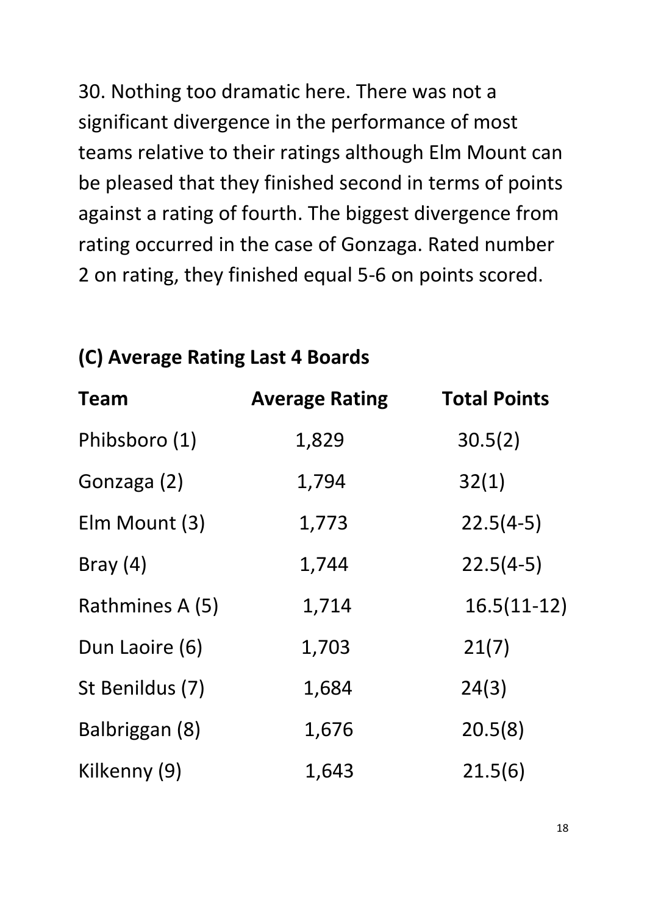30. Nothing too dramatic here. There was not a significant divergence in the performance of most teams relative to their ratings although Elm Mount can be pleased that they finished second in terms of points against a rating of fourth. The biggest divergence from rating occurred in the case of Gonzaga. Rated number 2 on rating, they finished equal 5-6 on points scored.

### (C) Average Rating Last 4 Boards

| Team | Average Rating | Total Points |
|---|---|---|
| Phibsboro (1) | 1,829 | 30.5(2) |
| Gonzaga (2) | 1,794 | 32(1) |
| Elm Mount (3) | 1,773 | 22.5(4-5) |
| Bray (4) | 1,744 | 22.5(4-5) |
| Rathmines A (5) | 1,714 | 16.5(11-12) |
| Dun Laoire (6) | 1,703 | 21(7) |
| St Benildus (7) | 1,684 | 24(3) |
| Balbriggan (8) | 1,676 | 20.5(8) |
| Kilkenny (9) | 1,643 | 21.5(6) |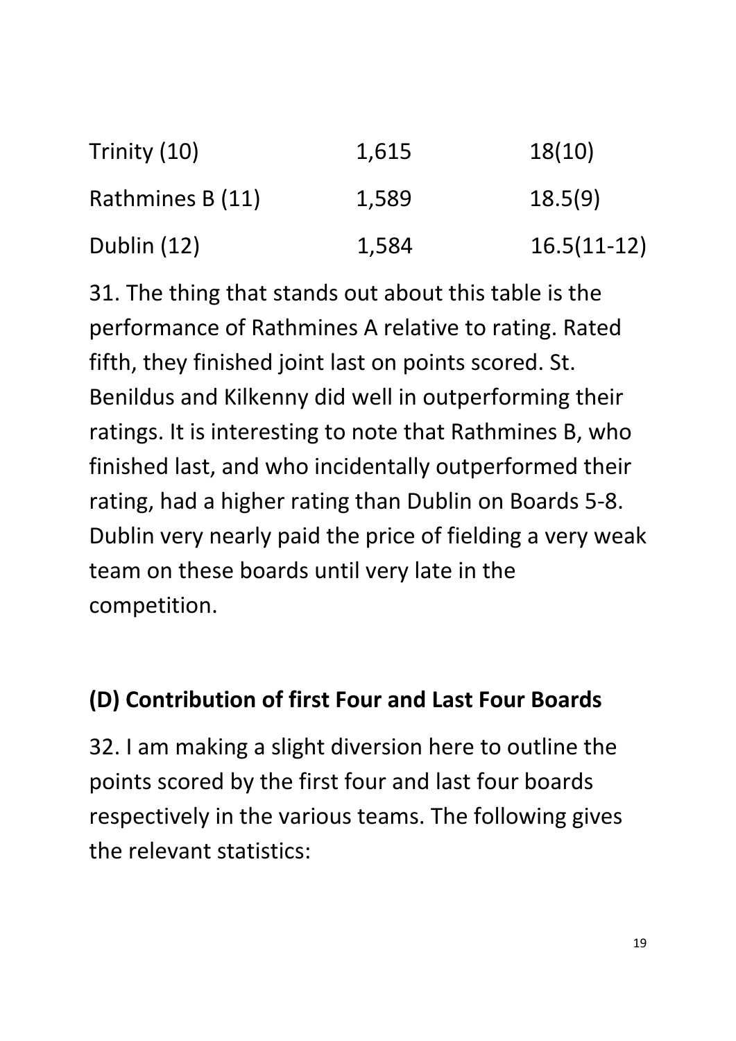| | | |
|---|---|---|
| Trinity (10) | 1,615 | 18(10) |
| Rathmines B (11) | 1,589 | 18.5(9) |
| Dublin (12) | 1,584 | 16.5(11-12) |

31. The thing that stands out about this table is the performance of Rathmines A relative to rating. Rated fifth, they finished joint last on points scored. St. Benildus and Kilkenny did well in outperforming their ratings. It is interesting to note that Rathmines B, who finished last, and who incidentally outperformed their rating, had a higher rating than Dublin on Boards 5-8. Dublin very nearly paid the price of fielding a very weak team on these boards until very late in the competition.

## (D) Contribution of first Four and Last Four Boards

32. I am making a slight diversion here to outline the points scored by the first four and last four boards respectively in the various teams. The following gives the relevant statistics: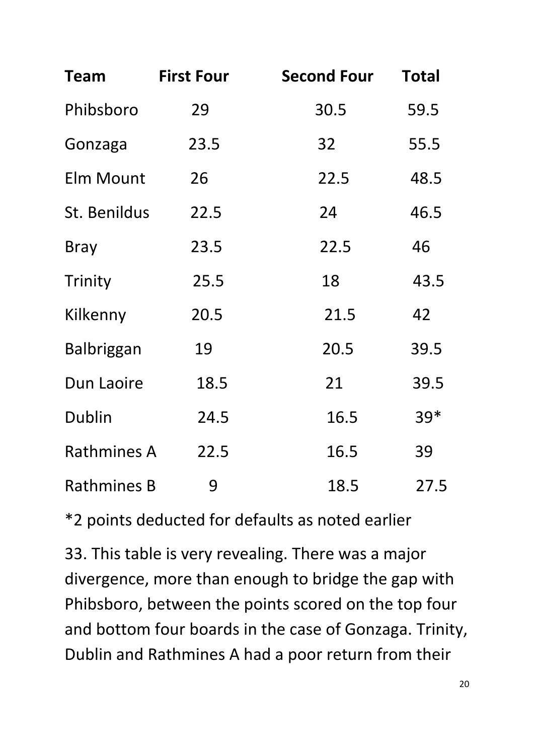| Team | First Four | Second Four | Total |
| --- | --- | --- | --- |
| Phibsboro | 29 | 30.5 | 59.5 |
| Gonzaga | 23.5 | 32 | 55.5 |
| Elm Mount | 26 | 22.5 | 48.5 |
| St. Benildus | 22.5 | 24 | 46.5 |
| Bray | 23.5 | 22.5 | 46 |
| Trinity | 25.5 | 18 | 43.5 |
| Kilkenny | 20.5 | 21.5 | 42 |
| Balbriggan | 19 | 20.5 | 39.5 |
| Dun Laoire | 18.5 | 21 | 39.5 |
| Dublin | 24.5 | 16.5 | 39* |
| Rathmines A | 22.5 | 16.5 | 39 |
| Rathmines B | 9 | 18.5 | 27.5 |

*2 points deducted for defaults as noted earlier

33. This table is very revealing. There was a major divergence, more than enough to bridge the gap with Phibsboro, between the points scored on the top four and bottom four boards in the case of Gonzaga. Trinity, Dublin and Rathmines A had a poor return from their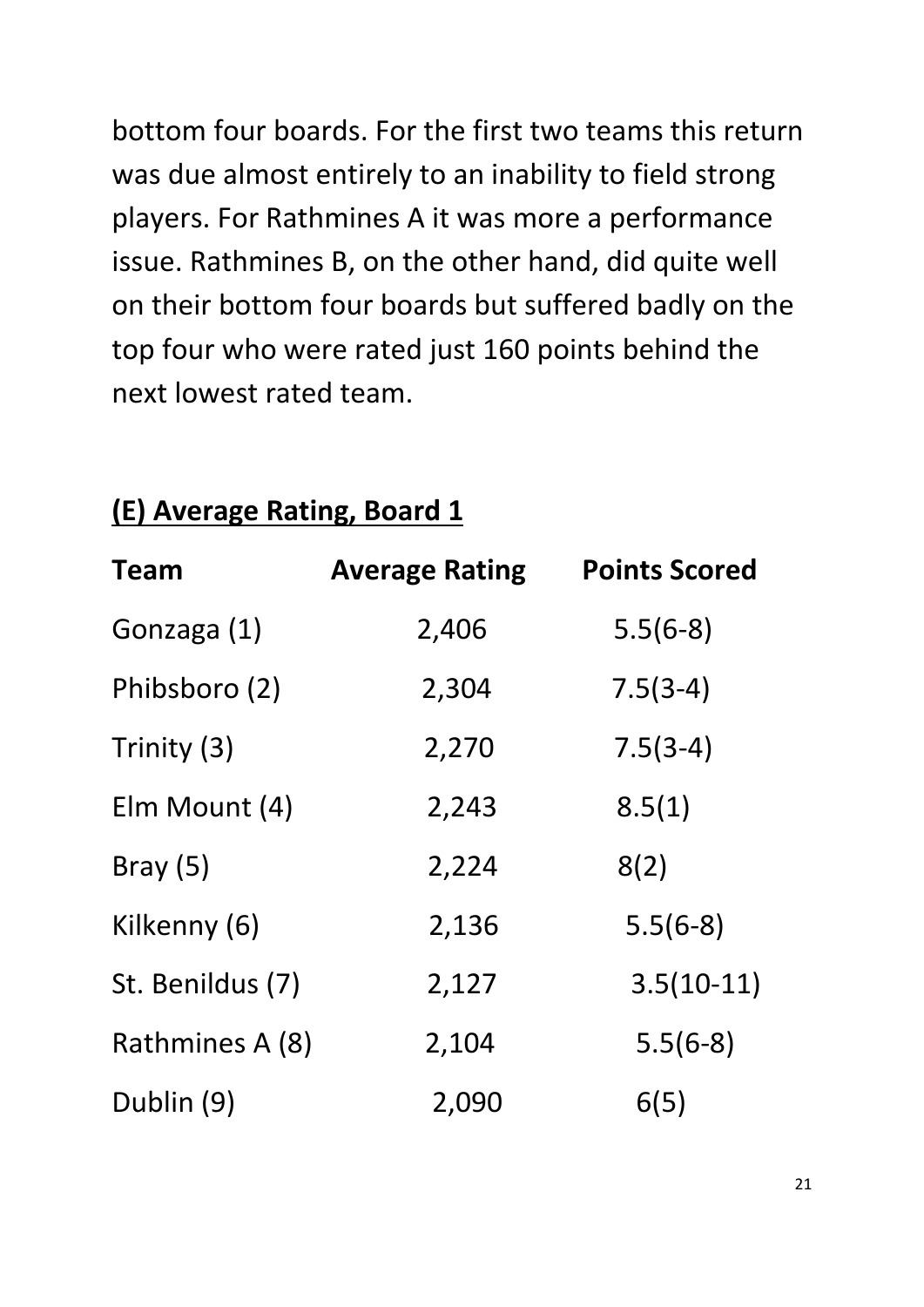bottom four boards. For the first two teams this return was due almost entirely to an inability to field strong players. For Rathmines A it was more a performance issue. Rathmines B, on the other hand, did quite well on their bottom four boards but suffered badly on the top four who were rated just 160 points behind the next lowest rated team.

## <u>**(E) Average Rating, Board 1**</u>

| **Team** | **Average Rating** | **Points Scored** |
| --- | --- | --- |
| Gonzaga (1) | 2,406 | 5.5(6-8) |
| Phibsboro (2) | 2,304 | 7.5(3-4) |
| Trinity (3) | 2,270 | 7.5(3-4) |
| Elm Mount (4) | 2,243 | 8.5(1) |
| Bray (5) | 2,224 | 8(2) |
| Kilkenny (6) | 2,136 | 5.5(6-8) |
| St. Benildus (7) | 2,127 | 3.5(10-11) |
| Rathmines A (8) | 2,104 | 5.5(6-8) |
| Dublin (9) | 2,090 | 6(5) |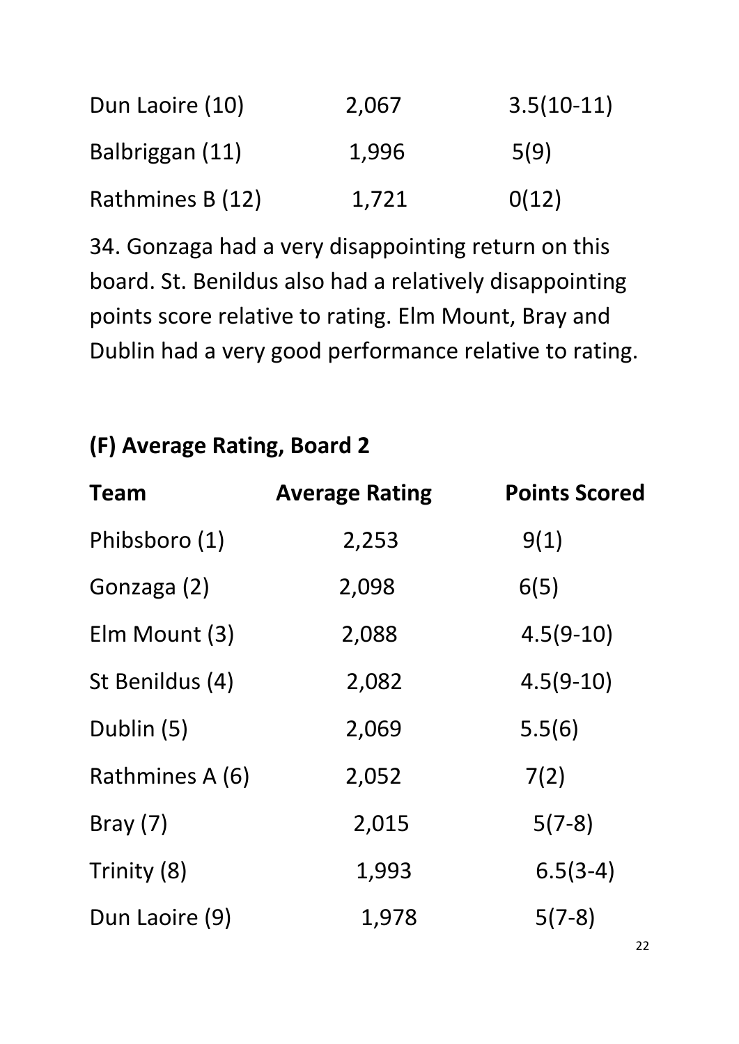| | | |
|---|---|---|
| Dun Laoire (10) | 2,067 | 3.5(10-11) |
| Balbriggan (11) | 1,996 | 5(9) |
| Rathmines B (12) | 1,721 | 0(12) |

34. Gonzaga had a very disappointing return on this board. St. Benildus also had a relatively disappointing points score relative to rating. Elm Mount, Bray and Dublin had a very good performance relative to rating.

## (F) Average Rating, Board 2

| Team | Average Rating | Points Scored |
|---|---|---|
| Phibsboro (1) | 2,253 | 9(1) |
| Gonzaga (2) | 2,098 | 6(5) |
| Elm Mount (3) | 2,088 | 4.5(9-10) |
| St Benildus (4) | 2,082 | 4.5(9-10) |
| Dublin (5) | 2,069 | 5.5(6) |
| Rathmines A (6) | 2,052 | 7(2) |
| Bray (7) | 2,015 | 5(7-8) |
| Trinity (8) | 1,993 | 6.5(3-4) |
| Dun Laoire (9) | 1,978 | 5(7-8) |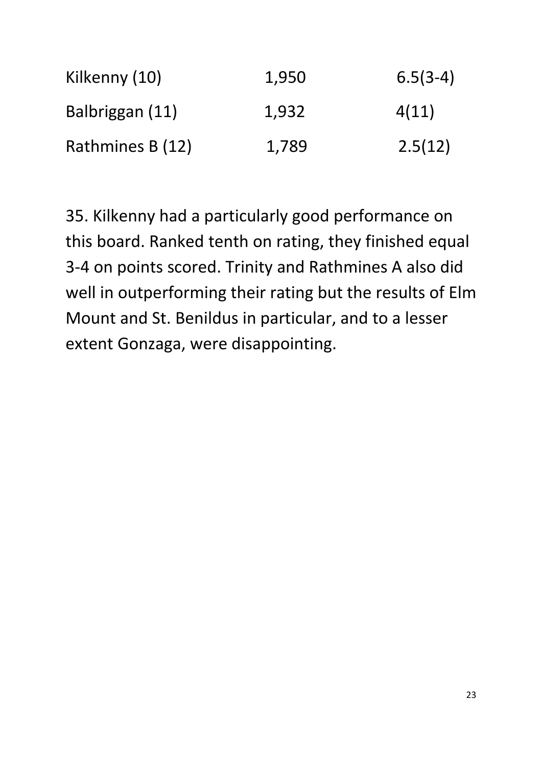| | | |
|---|---|---|
| Kilkenny (10) | 1,950 | 6.5(3-4) |
| Balbriggan (11) | 1,932 | 4(11) |
| Rathmines B (12) | 1,789 | 2.5(12) |

35. Kilkenny had a particularly good performance on this board. Ranked tenth on rating, they finished equal 3-4 on points scored. Trinity and Rathmines A also did well in outperforming their rating but the results of Elm Mount and St. Benildus in particular, and to a lesser extent Gonzaga, were disappointing.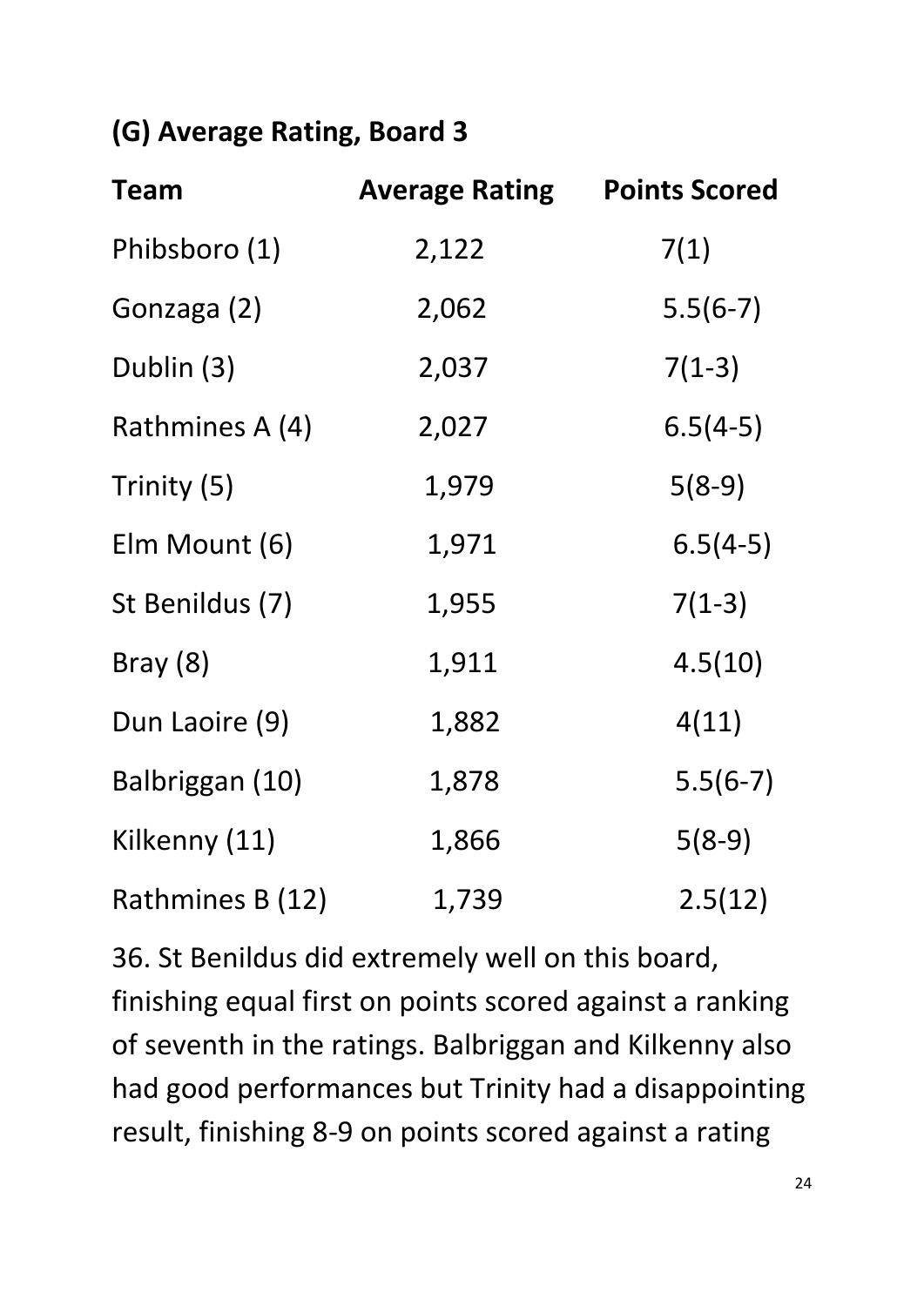## (G) Average Rating, Board 3

| Team | Average Rating | Points Scored |
|---|---|---|
| Phibsboro (1) | 2,122 | 7(1) |
| Gonzaga (2) | 2,062 | 5.5(6-7) |
| Dublin (3) | 2,037 | 7(1-3) |
| Rathmines A (4) | 2,027 | 6.5(4-5) |
| Trinity (5) | 1,979 | 5(8-9) |
| Elm Mount (6) | 1,971 | 6.5(4-5) |
| St Benildus (7) | 1,955 | 7(1-3) |
| Bray (8) | 1,911 | 4.5(10) |
| Dun Laoire (9) | 1,882 | 4(11) |
| Balbriggan (10) | 1,878 | 5.5(6-7) |
| Kilkenny (11) | 1,866 | 5(8-9) |
| Rathmines B (12) | 1,739 | 2.5(12) |

36. St Benildus did extremely well on this board, finishing equal first on points scored against a ranking of seventh in the ratings. Balbriggan and Kilkenny also had good performances but Trinity had a disappointing result, finishing 8-9 on points scored against a rating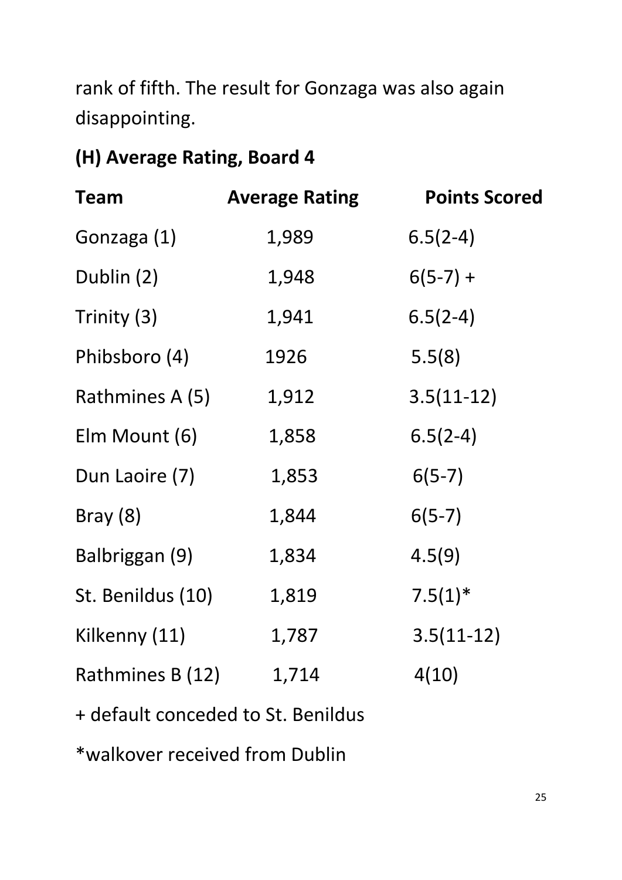rank of fifth. The result for Gonzaga was also again disappointing.

**(H) Average Rating, Board 4**

| Team | Average Rating | Points Scored |
|---|---|---|
| Gonzaga (1) | 1,989 | 6.5(2-4) |
| Dublin (2) | 1,948 | 6(5-7) + |
| Trinity (3) | 1,941 | 6.5(2-4) |
| Phibsboro (4) | 1926 | 5.5(8) |
| Rathmines A (5) | 1,912 | 3.5(11-12) |
| Elm Mount (6) | 1,858 | 6.5(2-4) |
| Dun Laoire (7) | 1,853 | 6(5-7) |
| Bray (8) | 1,844 | 6(5-7) |
| Balbriggan (9) | 1,834 | 4.5(9) |
| St. Benildus (10) | 1,819 | 7.5(1)* |
| Kilkenny (11) | 1,787 | 3.5(11-12) |
| Rathmines B (12) | 1,714 | 4(10) |

+ default conceded to St. Benildus

*walkover received from Dublin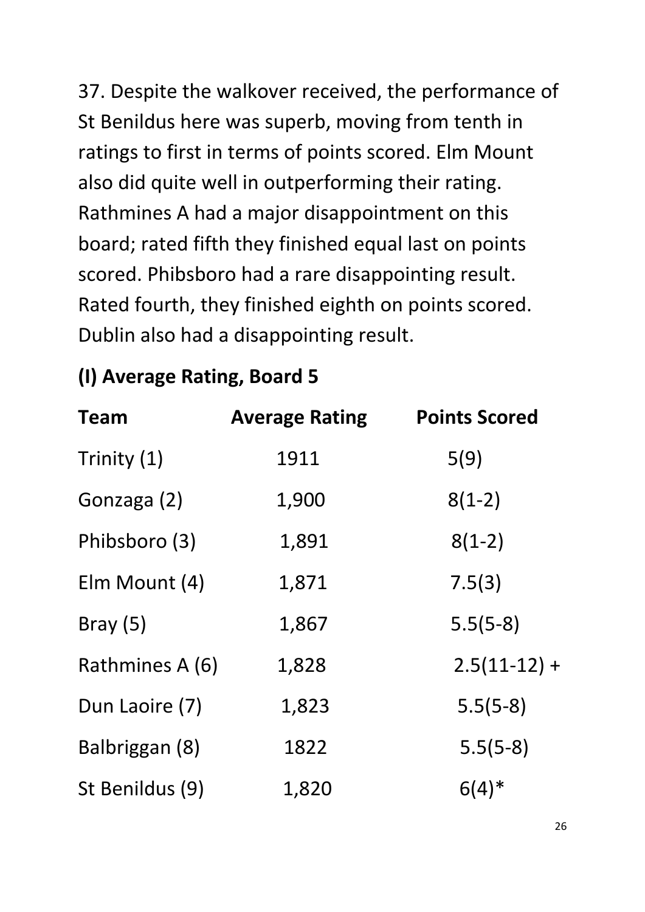37. Despite the walkover received, the performance of St Benildus here was superb, moving from tenth in ratings to first in terms of points scored. Elm Mount also did quite well in outperforming their rating. Rathmines A had a major disappointment on this board; rated fifth they finished equal last on points scored. Phibsboro had a rare disappointing result. Rated fourth, they finished eighth on points scored. Dublin also had a disappointing result.

**(I) Average Rating, Board 5**

| Team | Average Rating | Points Scored |
|---|---|---|
| Trinity (1) | 1911 | 5(9) |
| Gonzaga (2) | 1,900 | 8(1-2) |
| Phibsboro (3) | 1,891 | 8(1-2) |
| Elm Mount (4) | 1,871 | 7.5(3) |
| Bray (5) | 1,867 | 5.5(5-8) |
| Rathmines A (6) | 1,828 | 2.5(11-12) + |
| Dun Laoire (7) | 1,823 | 5.5(5-8) |
| Balbriggan (8) | 1822 | 5.5(5-8) |
| St Benildus (9) | 1,820 | 6(4)* |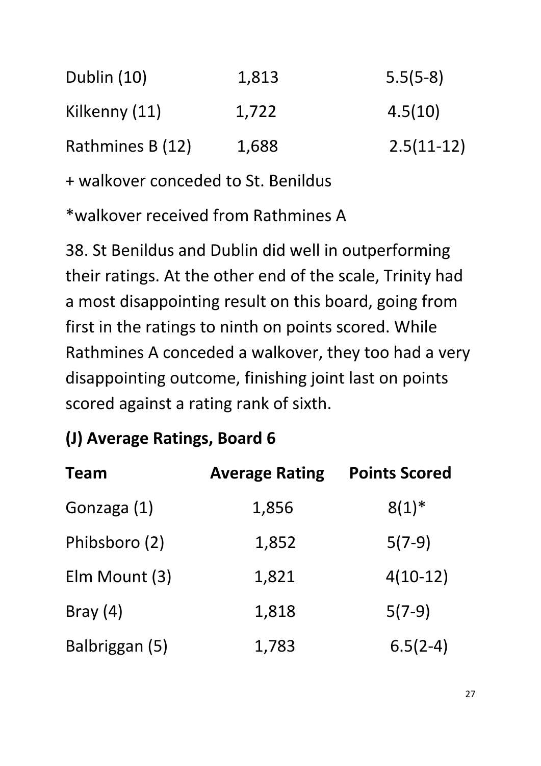| | | |
|---|---|---|
| Dublin (10) | 1,813 | 5.5(5-8) |
| Kilkenny (11) | 1,722 | 4.5(10) |
| Rathmines B (12) | 1,688 | 2.5(11-12) |

+ walkover conceded to St. Benildus

*walkover received from Rathmines A

38. St Benildus and Dublin did well in outperforming their ratings. At the other end of the scale, Trinity had a most disappointing result on this board, going from first in the ratings to ninth on points scored. While Rathmines A conceded a walkover, they too had a very disappointing outcome, finishing joint last on points scored against a rating rank of sixth.

### (J) Average Ratings, Board 6

| Team | Average Rating | Points Scored |
|---|---|---|
| Gonzaga (1) | 1,856 | 8(1)* |
| Phibsboro (2) | 1,852 | 5(7-9) |
| Elm Mount (3) | 1,821 | 4(10-12) |
| Bray (4) | 1,818 | 5(7-9) |
| Balbriggan (5) | 1,783 | 6.5(2-4) |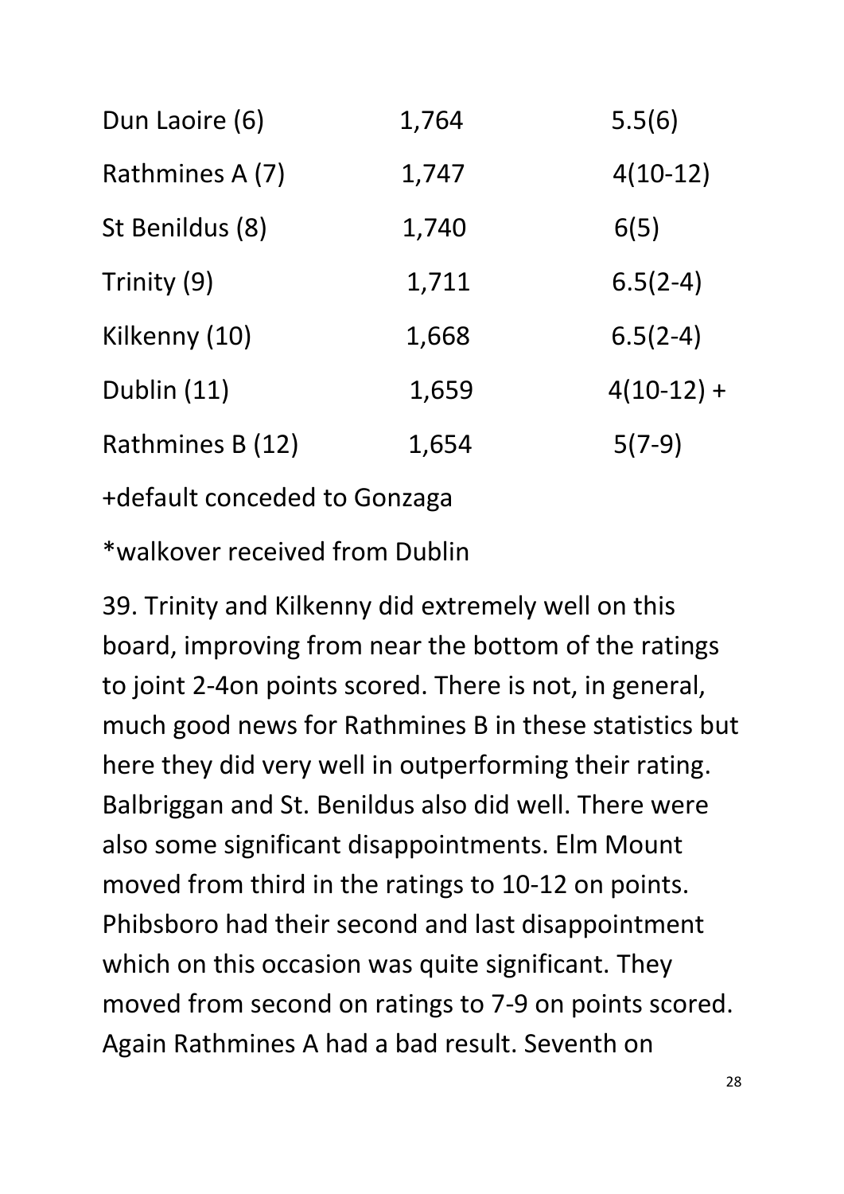| | | |
|---|---|---|
| Dun Laoire (6) | 1,764 | 5.5(6) |
| Rathmines A (7) | 1,747 | 4(10-12) |
| St Benildus (8) | 1,740 | 6(5) |
| Trinity (9) | 1,711 | 6.5(2-4) |
| Kilkenny (10) | 1,668 | 6.5(2-4) |
| Dublin (11) | 1,659 | 4(10-12) + |
| Rathmines B (12) | 1,654 | 5(7-9) |

+default conceded to Gonzaga

*walkover received from Dublin

39. Trinity and Kilkenny did extremely well on this board, improving from near the bottom of the ratings to joint 2-4on points scored. There is not, in general, much good news for Rathmines B in these statistics but here they did very well in outperforming their rating. Balbriggan and St. Benildus also did well. There were also some significant disappointments. Elm Mount moved from third in the ratings to 10-12 on points. Phibsboro had their second and last disappointment which on this occasion was quite significant. They moved from second on ratings to 7-9 on points scored. Again Rathmines A had a bad result. Seventh on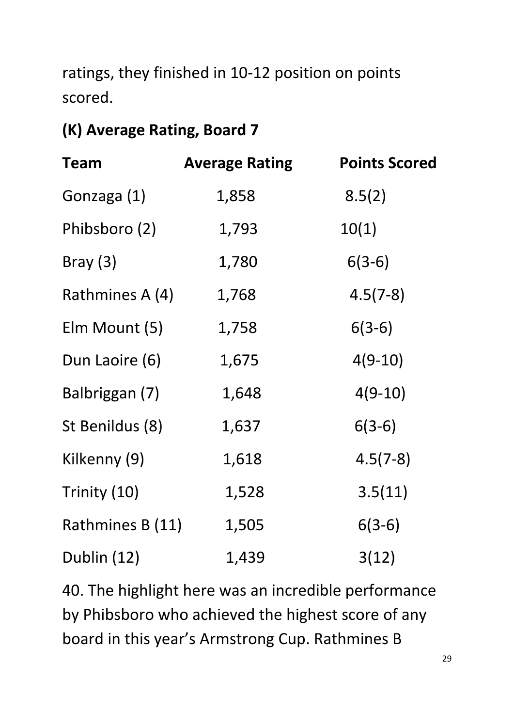ratings, they finished in 10-12 position on points scored.

**(K) Average Rating, Board 7**

| Team | Average Rating | Points Scored |
|---|---|---|
| Gonzaga (1) | 1,858 | 8.5(2) |
| Phibsboro (2) | 1,793 | 10(1) |
| Bray (3) | 1,780 | 6(3-6) |
| Rathmines A (4) | 1,768 | 4.5(7-8) |
| Elm Mount (5) | 1,758 | 6(3-6) |
| Dun Laoire (6) | 1,675 | 4(9-10) |
| Balbriggan (7) | 1,648 | 4(9-10) |
| St Benildus (8) | 1,637 | 6(3-6) |
| Kilkenny (9) | 1,618 | 4.5(7-8) |
| Trinity (10) | 1,528 | 3.5(11) |
| Rathmines B (11) | 1,505 | 6(3-6) |
| Dublin (12) | 1,439 | 3(12) |

40. The highlight here was an incredible performance by Phibsboro who achieved the highest score of any board in this year's Armstrong Cup. Rathmines B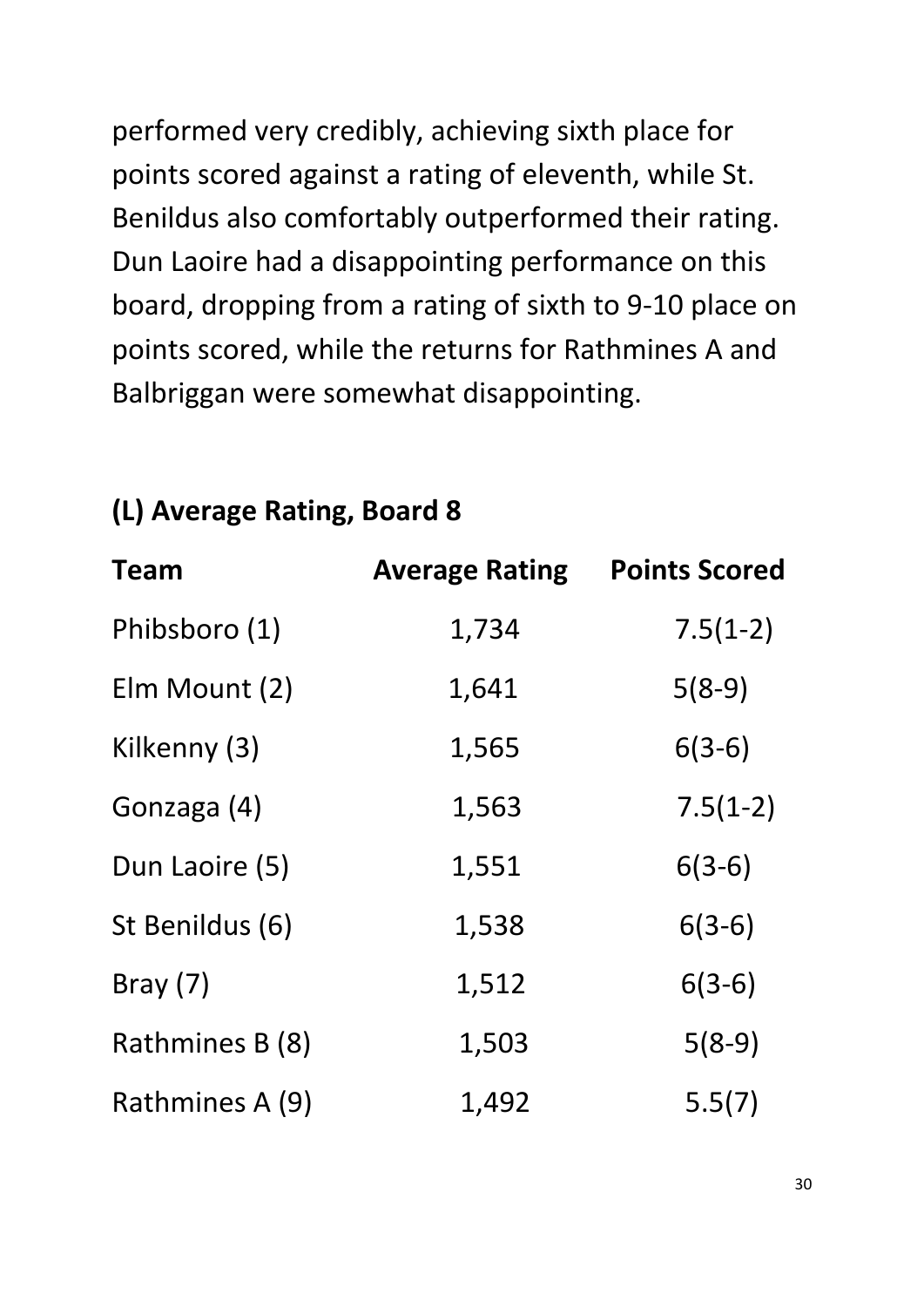performed very credibly, achieving sixth place for points scored against a rating of eleventh, while St. Benildus also comfortably outperformed their rating. Dun Laoire had a disappointing performance on this board, dropping from a rating of sixth to 9-10 place on points scored, while the returns for Rathmines A and Balbriggan were somewhat disappointing.

**(L) Average Rating, Board 8**

| **Team** | **Average Rating** | **Points Scored** |
|---|---|---|
| Phibsboro (1) | 1,734 | 7.5(1-2) |
| Elm Mount (2) | 1,641 | 5(8-9) |
| Kilkenny (3) | 1,565 | 6(3-6) |
| Gonzaga (4) | 1,563 | 7.5(1-2) |
| Dun Laoire (5) | 1,551 | 6(3-6) |
| St Benildus (6) | 1,538 | 6(3-6) |
| Bray (7) | 1,512 | 6(3-6) |
| Rathmines B (8) | 1,503 | 5(8-9) |
| Rathmines A (9) | 1,492 | 5.5(7) |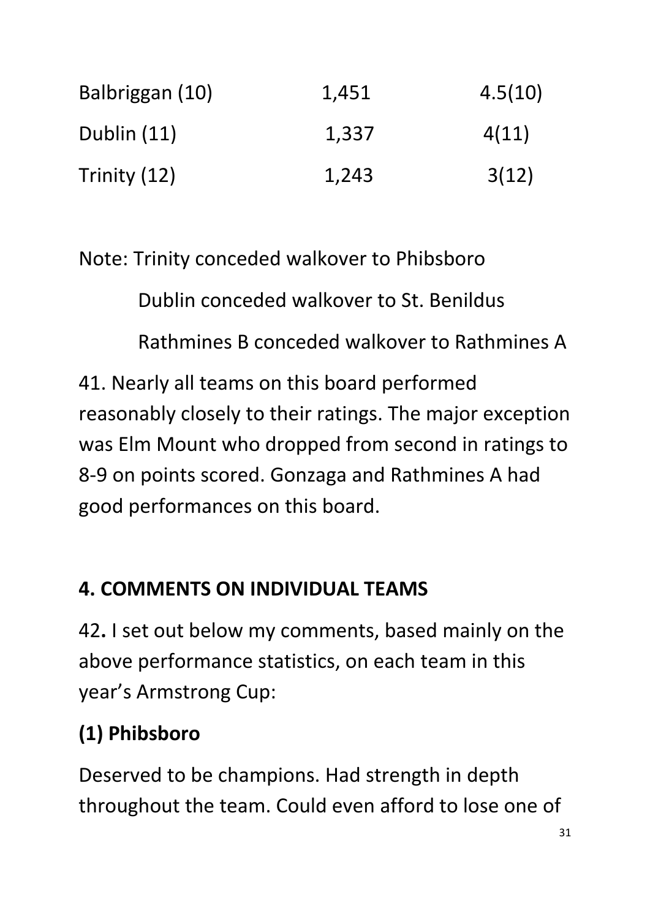| | | |
|---|---|---|
| Balbriggan (10) | 1,451 | 4.5(10) |
| Dublin (11) | 1,337 | 4(11) |
| Trinity (12) | 1,243 | 3(12) |

Note: Trinity conceded walkover to Phibsboro

Dublin conceded walkover to St. Benildus

Rathmines B conceded walkover to Rathmines A

41. Nearly all teams on this board performed reasonably closely to their ratings. The major exception was Elm Mount who dropped from second in ratings to 8-9 on points scored. Gonzaga and Rathmines A had good performances on this board.

## 4. COMMENTS ON INDIVIDUAL TEAMS

42**.** I set out below my comments, based mainly on the above performance statistics, on each team in this year's Armstrong Cup:

### (1) Phibsboro

Deserved to be champions. Had strength in depth throughout the team. Could even afford to lose one of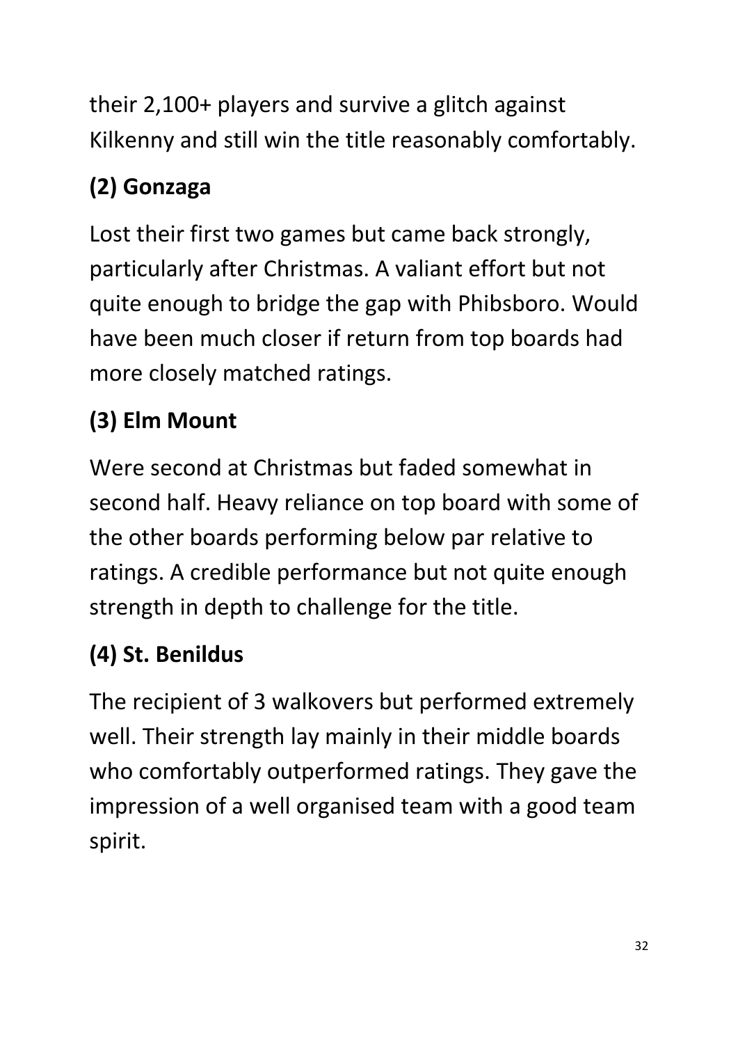their 2,100+ players and survive a glitch against Kilkenny and still win the title reasonably comfortably.

**(2) Gonzaga**

Lost their first two games but came back strongly, particularly after Christmas. A valiant effort but not quite enough to bridge the gap with Phibsboro. Would have been much closer if return from top boards had more closely matched ratings.

**(3) Elm Mount**

Were second at Christmas but faded somewhat in second half. Heavy reliance on top board with some of the other boards performing below par relative to ratings. A credible performance but not quite enough strength in depth to challenge for the title.

**(4) St. Benildus**

The recipient of 3 walkovers but performed extremely well. Their strength lay mainly in their middle boards who comfortably outperformed ratings. They gave the impression of a well organised team with a good team spirit.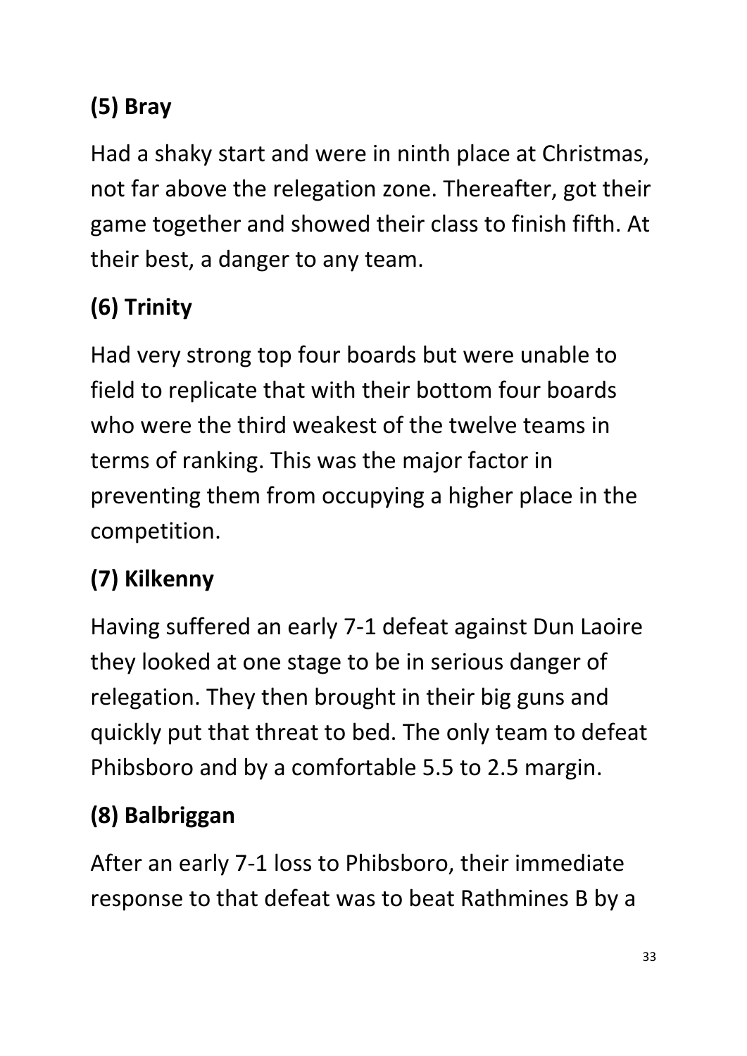## (5) Bray

Had a shaky start and were in ninth place at Christmas, not far above the relegation zone. Thereafter, got their game together and showed their class to finish fifth. At their best, a danger to any team.

## (6) Trinity

Had very strong top four boards but were unable to field to replicate that with their bottom four boards who were the third weakest of the twelve teams in terms of ranking. This was the major factor in preventing them from occupying a higher place in the competition.

## (7) Kilkenny

Having suffered an early 7-1 defeat against Dun Laoire they looked at one stage to be in serious danger of relegation. They then brought in their big guns and quickly put that threat to bed. The only team to defeat Phibsboro and by a comfortable 5.5 to 2.5 margin.

## (8) Balbriggan

After an early 7-1 loss to Phibsboro, their immediate response to that defeat was to beat Rathmines B by a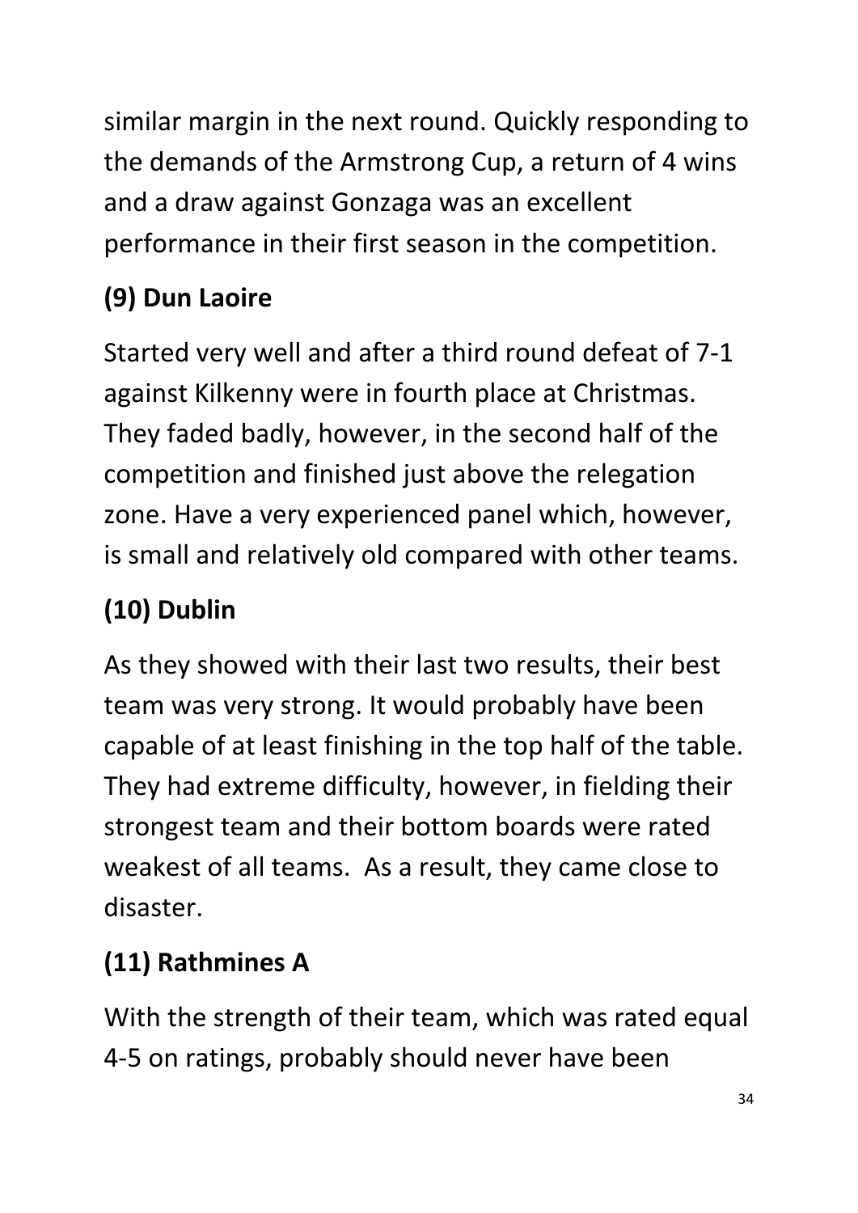similar margin in the next round. Quickly responding to the demands of the Armstrong Cup, a return of 4 wins and a draw against Gonzaga was an excellent performance in their first season in the competition.

### (9) Dun Laoire

Started very well and after a third round defeat of 7-1 against Kilkenny were in fourth place at Christmas. They faded badly, however, in the second half of the competition and finished just above the relegation zone. Have a very experienced panel which, however, is small and relatively old compared with other teams.

### (10) Dublin

As they showed with their last two results, their best team was very strong. It would probably have been capable of at least finishing in the top half of the table. They had extreme difficulty, however, in fielding their strongest team and their bottom boards were rated weakest of all teams. As a result, they came close to disaster.

### (11) Rathmines A

With the strength of their team, which was rated equal 4-5 on ratings, probably should never have been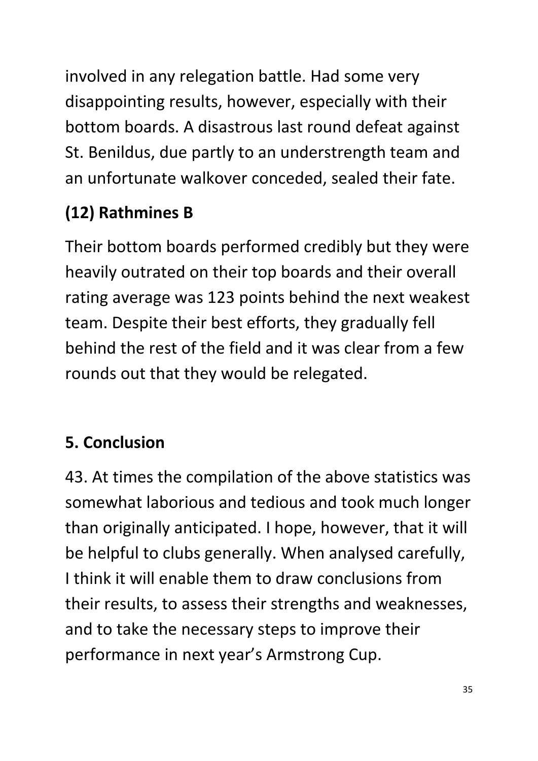involved in any relegation battle. Had some very disappointing results, however, especially with their bottom boards. A disastrous last round defeat against St. Benildus, due partly to an understrength team and an unfortunate walkover conceded, sealed their fate.

### (12) Rathmines B

Their bottom boards performed credibly but they were heavily outrated on their top boards and their overall rating average was 123 points behind the next weakest team. Despite their best efforts, they gradually fell behind the rest of the field and it was clear from a few rounds out that they would be relegated.

## 5. Conclusion

43. At times the compilation of the above statistics was somewhat laborious and tedious and took much longer than originally anticipated. I hope, however, that it will be helpful to clubs generally. When analysed carefully, I think it will enable them to draw conclusions from their results, to assess their strengths and weaknesses, and to take the necessary steps to improve their performance in next year's Armstrong Cup.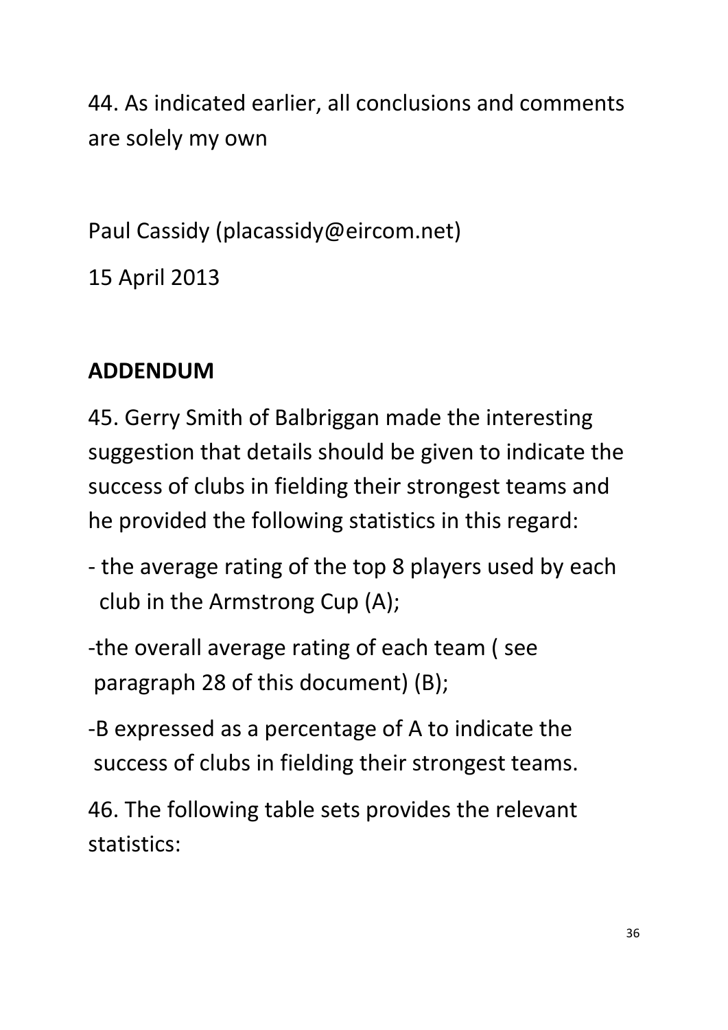44. As indicated earlier, all conclusions and comments are solely my own

Paul Cassidy (placassidy@eircom.net)

15 April 2013

## ADDENDUM

45. Gerry Smith of Balbriggan made the interesting suggestion that details should be given to indicate the success of clubs in fielding their strongest teams and he provided the following statistics in this regard:

- the average rating of the top 8 players used by each club in the Armstrong Cup (A);
- the overall average rating of each team ( see paragraph 28 of this document) (B);
- B expressed as a percentage of A to indicate the success of clubs in fielding their strongest teams.

46. The following table sets provides the relevant statistics: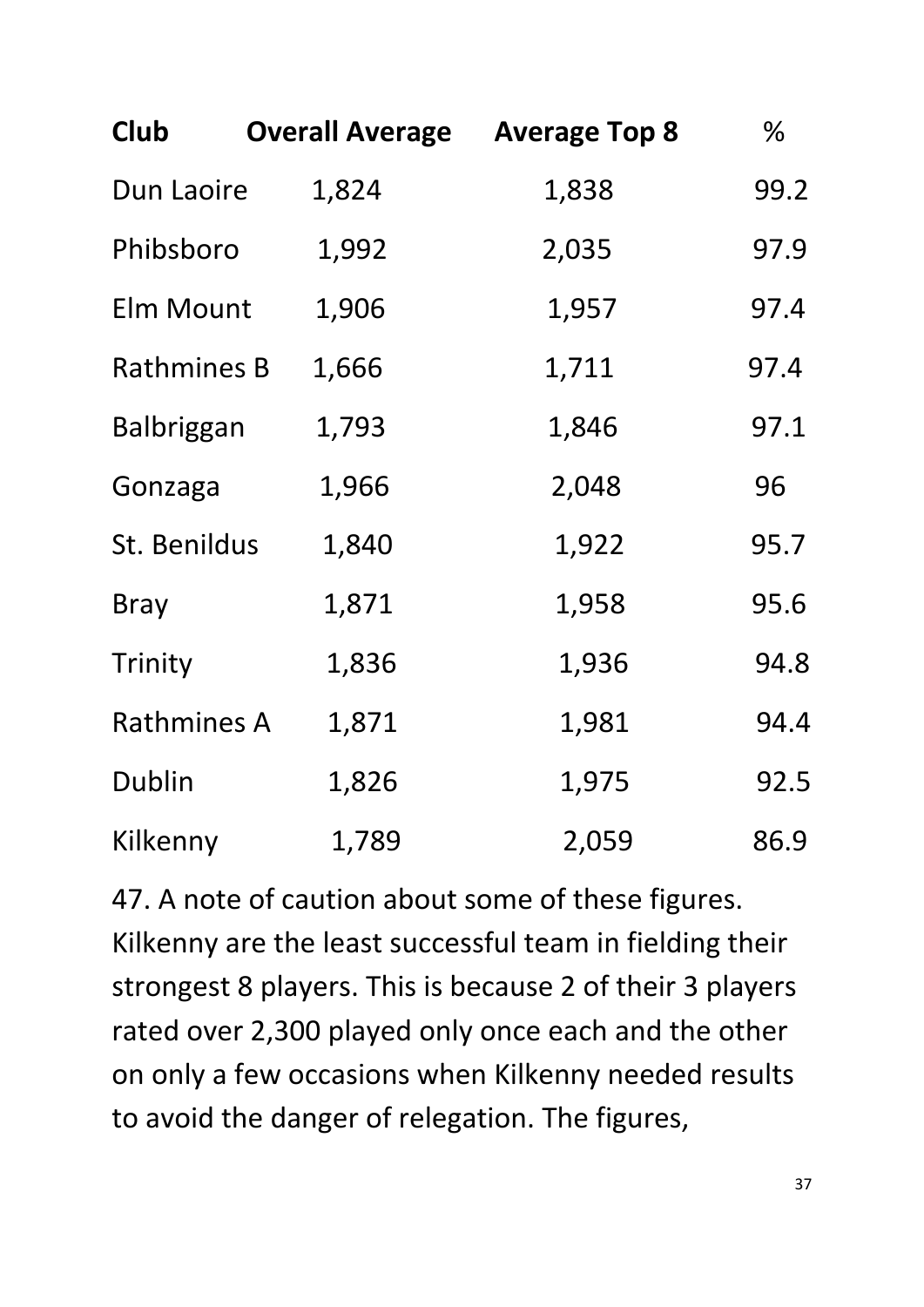| Club | Overall Average | Average Top 8 | % |
|---|---|---|---|
| Dun Laoire | 1,824 | 1,838 | 99.2 |
| Phibsboro | 1,992 | 2,035 | 97.9 |
| Elm Mount | 1,906 | 1,957 | 97.4 |
| Rathmines B | 1,666 | 1,711 | 97.4 |
| Balbriggan | 1,793 | 1,846 | 97.1 |
| Gonzaga | 1,966 | 2,048 | 96 |
| St. Benildus | 1,840 | 1,922 | 95.7 |
| Bray | 1,871 | 1,958 | 95.6 |
| Trinity | 1,836 | 1,936 | 94.8 |
| Rathmines A | 1,871 | 1,981 | 94.4 |
| Dublin | 1,826 | 1,975 | 92.5 |
| Kilkenny | 1,789 | 2,059 | 86.9 |

47. A note of caution about some of these figures. Kilkenny are the least successful team in fielding their strongest 8 players. This is because 2 of their 3 players rated over 2,300 played only once each and the other on only a few occasions when Kilkenny needed results to avoid the danger of relegation. The figures,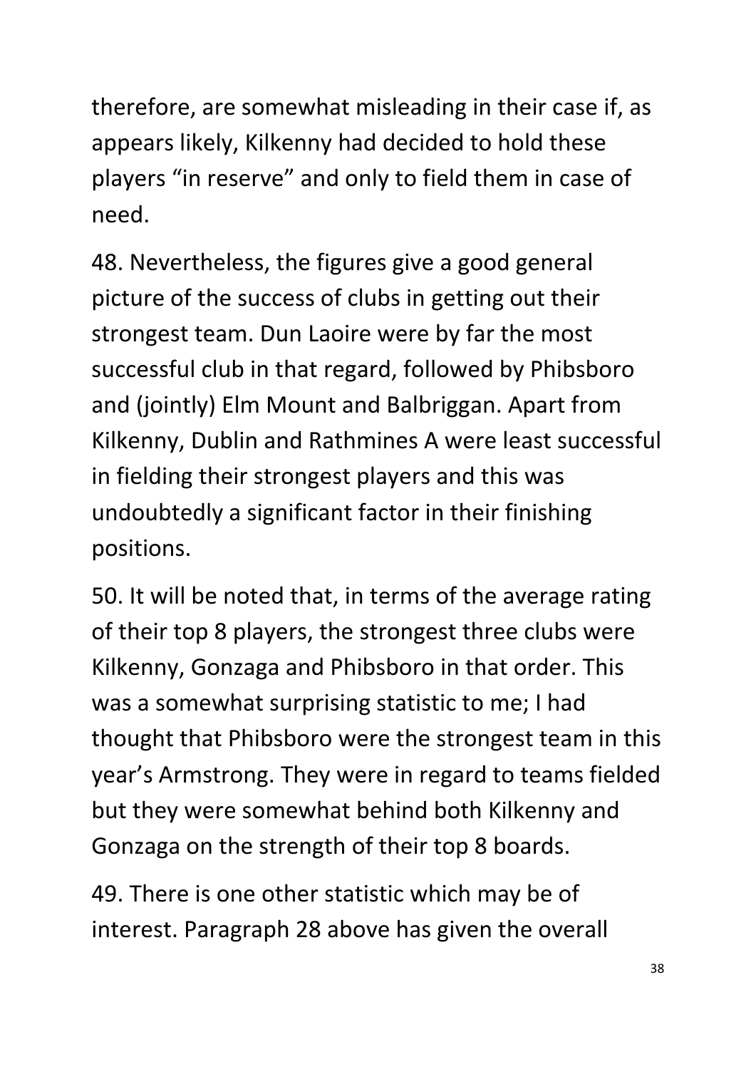therefore, are somewhat misleading in their case if, as appears likely, Kilkenny had decided to hold these players “in reserve” and only to field them in case of need.

48. Nevertheless, the figures give a good general picture of the success of clubs in getting out their strongest team. Dun Laoire were by far the most successful club in that regard, followed by Phibsboro and (jointly) Elm Mount and Balbriggan. Apart from Kilkenny, Dublin and Rathmines A were least successful in fielding their strongest players and this was undoubtedly a significant factor in their finishing positions.

50. It will be noted that, in terms of the average rating of their top 8 players, the strongest three clubs were Kilkenny, Gonzaga and Phibsboro in that order. This was a somewhat surprising statistic to me; I had thought that Phibsboro were the strongest team in this year’s Armstrong. They were in regard to teams fielded but they were somewhat behind both Kilkenny and Gonzaga on the strength of their top 8 boards.

49. There is one other statistic which may be of interest. Paragraph 28 above has given the overall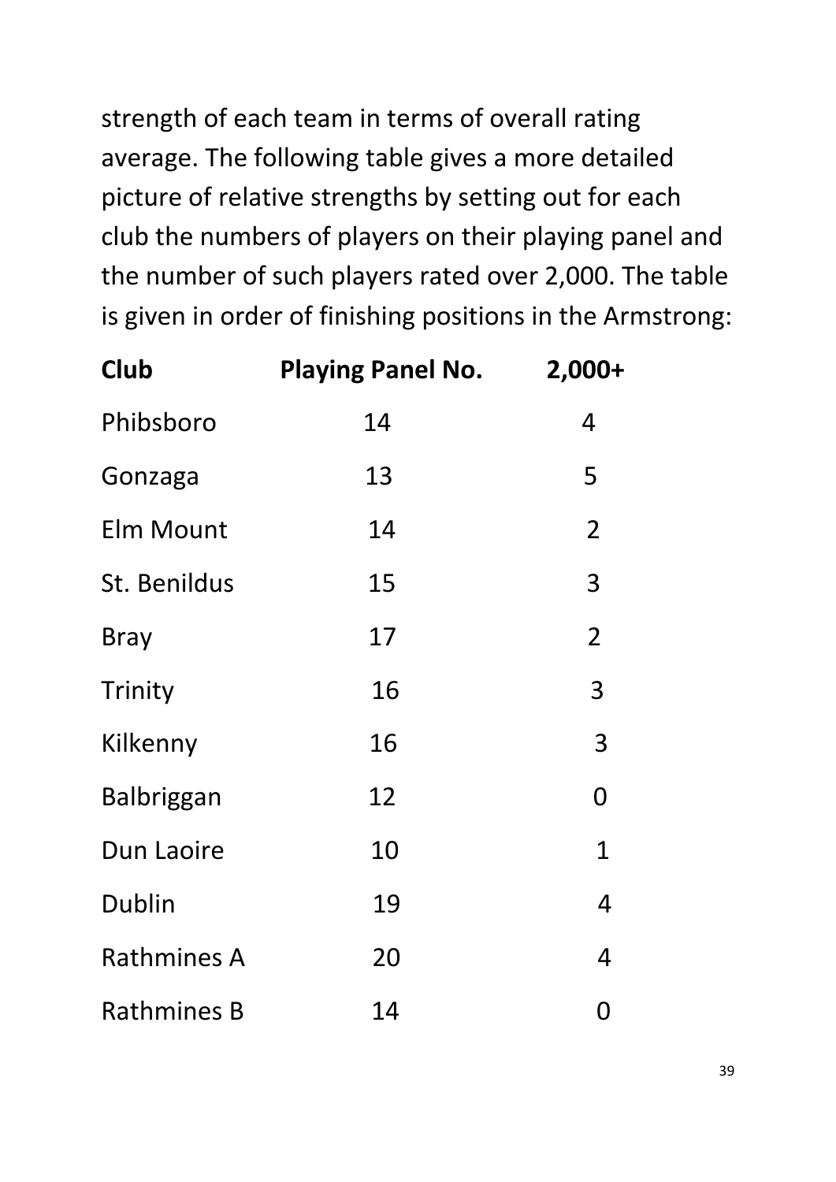strength of each team in terms of overall rating average. The following table gives a more detailed picture of relative strengths by setting out for each club the numbers of players on their playing panel and the number of such players rated over 2,000. The table is given in order of finishing positions in the Armstrong:

| Club | Playing Panel No. | 2,000+ |
|---|---|---|
| Phibsboro | 14 | 4 |
| Gonzaga | 13 | 5 |
| Elm Mount | 14 | 2 |
| St. Benildus | 15 | 3 |
| Bray | 17 | 2 |
| Trinity | 16 | 3 |
| Kilkenny | 16 | 3 |
| Balbriggan | 12 | 0 |
| Dun Laoire | 10 | 1 |
| Dublin | 19 | 4 |
| Rathmines A | 20 | 4 |
| Rathmines B | 14 | 0 |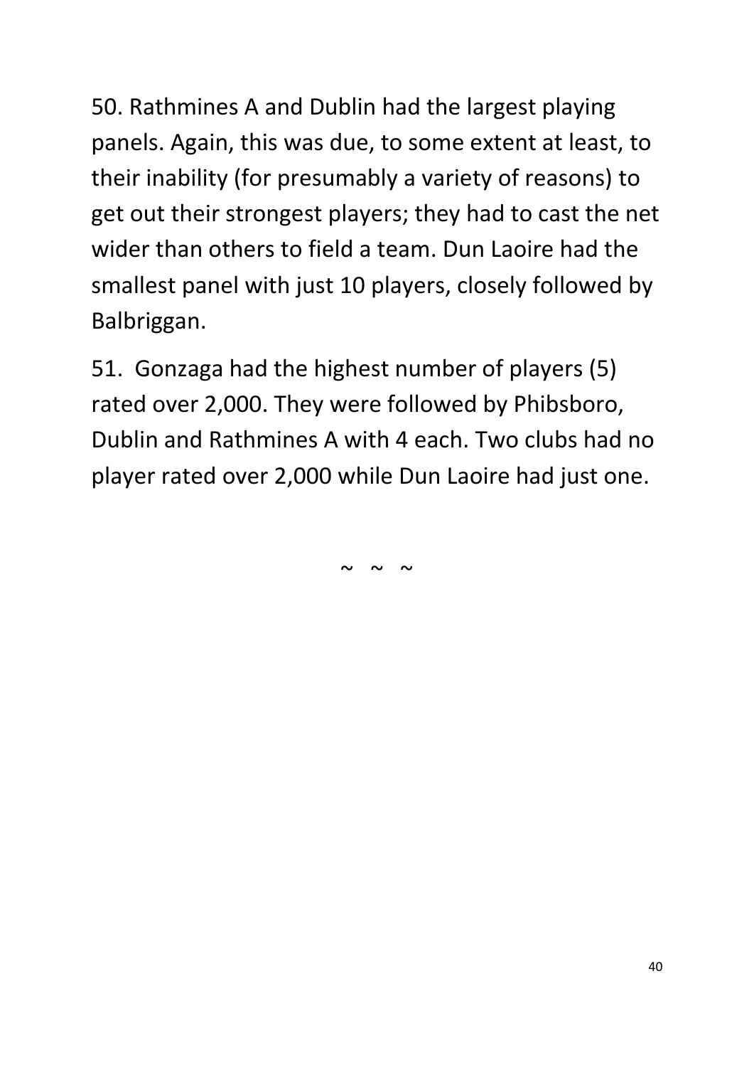50. Rathmines A and Dublin had the largest playing panels. Again, this was due, to some extent at least, to their inability (for presumably a variety of reasons) to get out their strongest players; they had to cast the net wider than others to field a team. Dun Laoire had the smallest panel with just 10 players, closely followed by Balbriggan.

51. Gonzaga had the highest number of players (5) rated over 2,000. They were followed by Phibsboro, Dublin and Rathmines A with 4 each. Two clubs had no player rated over 2,000 while Dun Laoire had just one.

~ ~ ~